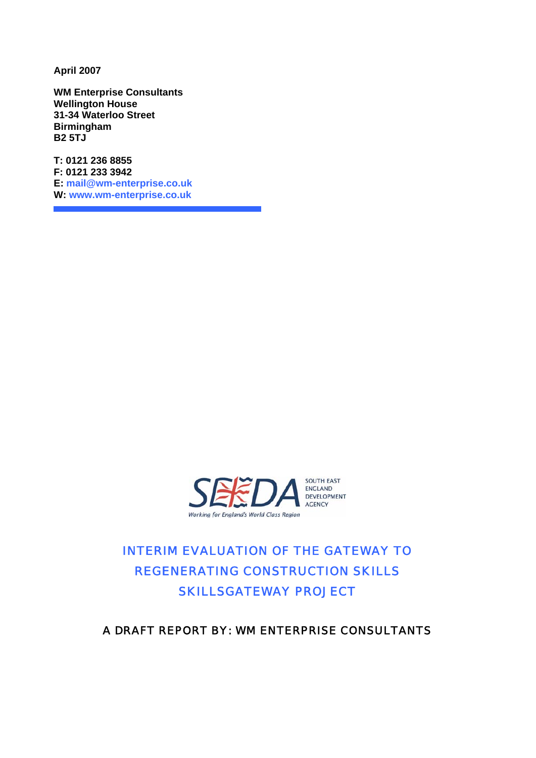**April 2007**

**WM Enterprise Consultants**
**Wellington House**
**31-34 Waterloo Street**
**Birmingham**
**B2 5TJ**

**T: 0121 236 8855**
**F: 0121 233 3942**
**E: mail@wm-enterprise.co.uk**
**W: www.wm-enterprise.co.uk**

SEEDA SOUTH EAST ENGLAND DEVELOPMENT AGENCY

*Working for England's World Class Region*

# INTERIM EVALUATION OF THE GATEWAY TO REGENERATING CONSTRUCTION SKILLS SKILLSGATEWAY PROJECT

## A DRAFT REPORT BY: WM ENTERPRISE CONSULTANTS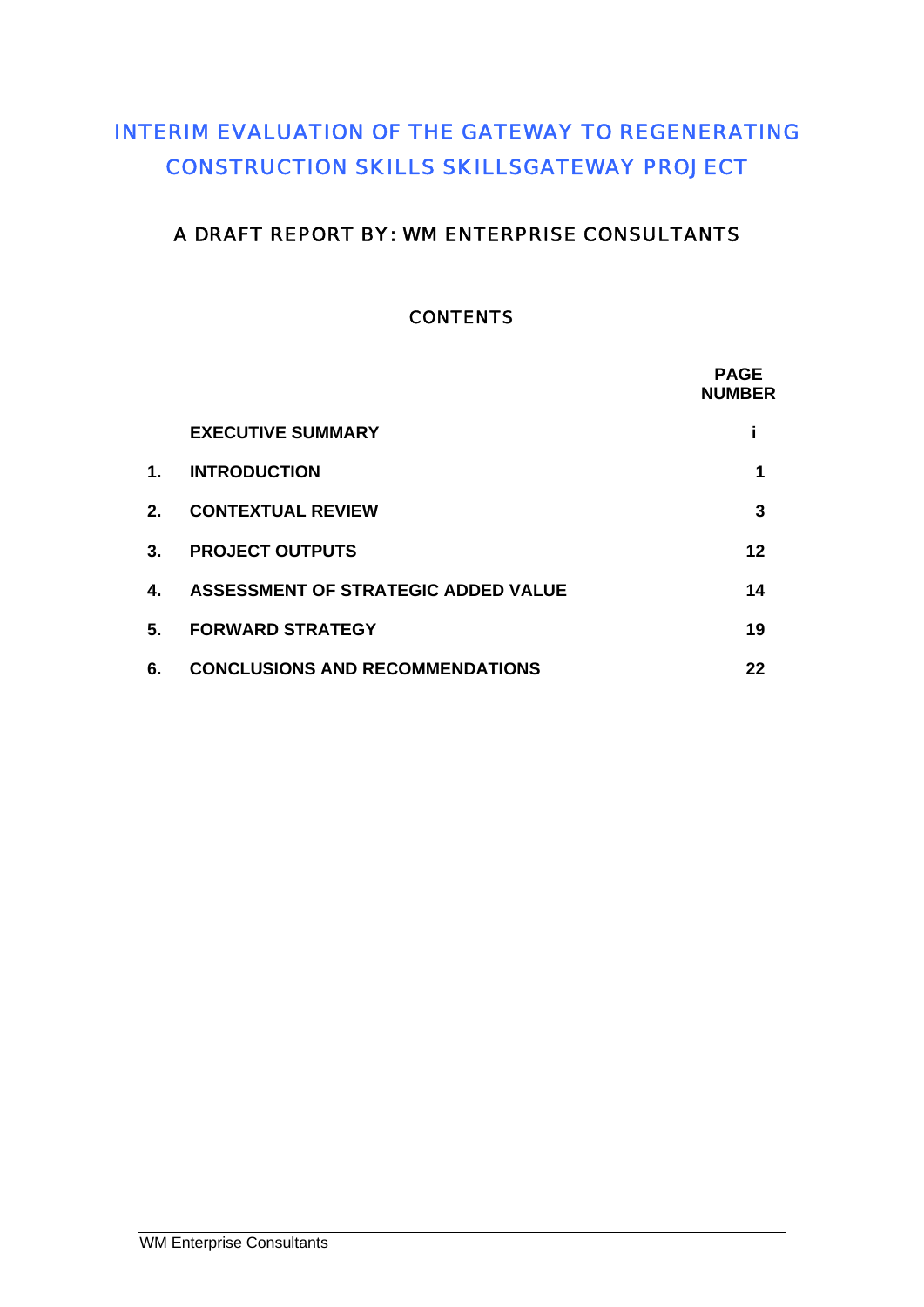# INTERIM EVALUATION OF THE GATEWAY TO REGENERATING CONSTRUCTION SKILLS SKILLSGATEWAY PROJECT

## A DRAFT REPORT BY: WM ENTERPRISE CONSULTANTS

### CONTENTS

| | | PAGE NUMBER |
|---|---|---|
| | **EXECUTIVE SUMMARY** | **i** |
| **1.** | **INTRODUCTION** | **1** |
| **2.** | **CONTEXTUAL REVIEW** | **3** |
| **3.** | **PROJECT OUTPUTS** | **12** |
| **4.** | **ASSESSMENT OF STRATEGIC ADDED VALUE** | **14** |
| **5.** | **FORWARD STRATEGY** | **19** |
| **6.** | **CONCLUSIONS AND RECOMMENDATIONS** | **22** |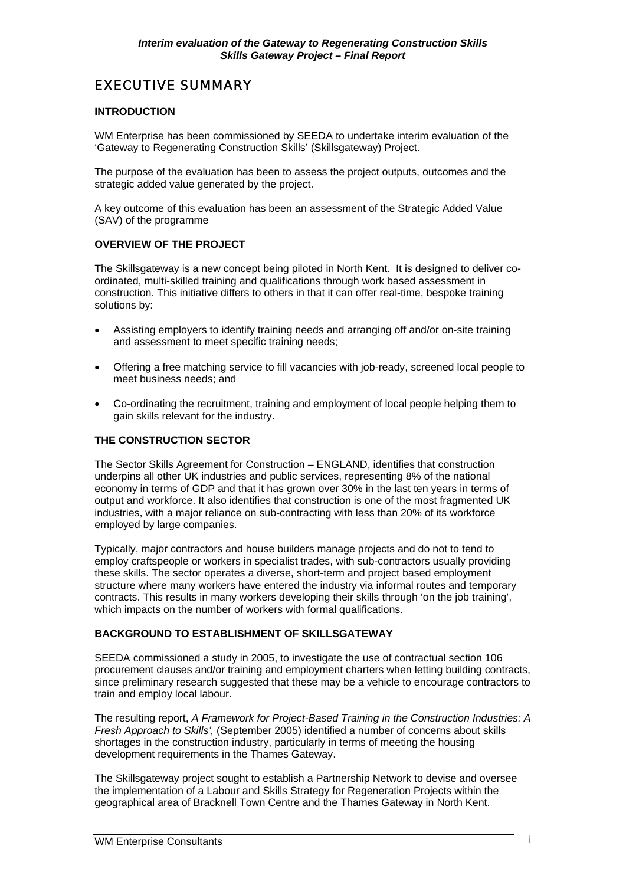# EXECUTIVE SUMMARY

**INTRODUCTION**

WM Enterprise has been commissioned by SEEDA to undertake interim evaluation of the 'Gateway to Regenerating Construction Skills' (Skillsgateway) Project.

The purpose of the evaluation has been to assess the project outputs, outcomes and the strategic added value generated by the project.

A key outcome of this evaluation has been an assessment of the Strategic Added Value (SAV) of the programme

**OVERVIEW OF THE PROJECT**

The Skillsgateway is a new concept being piloted in North Kent. It is designed to deliver co-ordinated, multi-skilled training and qualifications through work based assessment in construction. This initiative differs to others in that it can offer real-time, bespoke training solutions by:

- Assisting employers to identify training needs and arranging off and/or on-site training and assessment to meet specific training needs;
- Offering a free matching service to fill vacancies with job-ready, screened local people to meet business needs; and
- Co-ordinating the recruitment, training and employment of local people helping them to gain skills relevant for the industry.

**THE CONSTRUCTION SECTOR**

The Sector Skills Agreement for Construction – ENGLAND, identifies that construction underpins all other UK industries and public services, representing 8% of the national economy in terms of GDP and that it has grown over 30% in the last ten years in terms of output and workforce. It also identifies that construction is one of the most fragmented UK industries, with a major reliance on sub-contracting with less than 20% of its workforce employed by large companies.

Typically, major contractors and house builders manage projects and do not to tend to employ craftspeople or workers in specialist trades, with sub-contractors usually providing these skills. The sector operates a diverse, short-term and project based employment structure where many workers have entered the industry via informal routes and temporary contracts. This results in many workers developing their skills through 'on the job training', which impacts on the number of workers with formal qualifications.

**BACKGROUND TO ESTABLISHMENT OF SKILLSGATEWAY**

SEEDA commissioned a study in 2005, to investigate the use of contractual section 106 procurement clauses and/or training and employment charters when letting building contracts, since preliminary research suggested that these may be a vehicle to encourage contractors to train and employ local labour.

The resulting report, *A Framework for Project-Based Training in the Construction Industries: A Fresh Approach to Skills',* (September 2005) identified a number of concerns about skills shortages in the construction industry, particularly in terms of meeting the housing development requirements in the Thames Gateway.

The Skillsgateway project sought to establish a Partnership Network to devise and oversee the implementation of a Labour and Skills Strategy for Regeneration Projects within the geographical area of Bracknell Town Centre and the Thames Gateway in North Kent.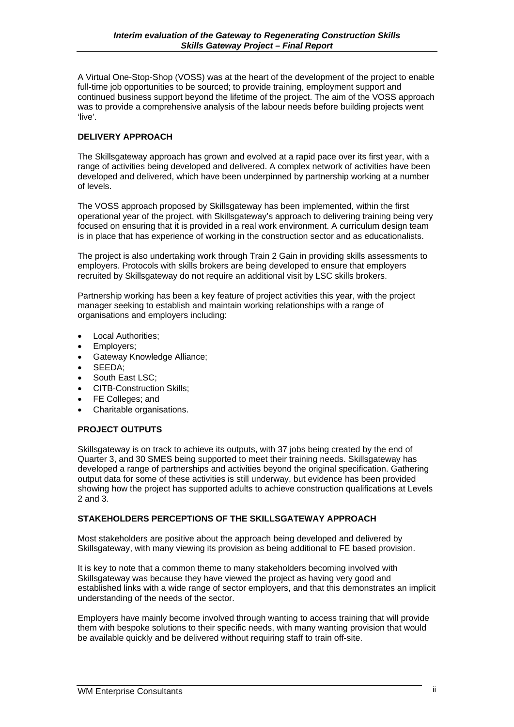A Virtual One-Stop-Shop (VOSS) was at the heart of the development of the project to enable full-time job opportunities to be sourced; to provide training, employment support and continued business support beyond the lifetime of the project. The aim of the VOSS approach was to provide a comprehensive analysis of the labour needs before building projects went 'live'.

## DELIVERY APPROACH

The Skillsgateway approach has grown and evolved at a rapid pace over its first year, with a range of activities being developed and delivered. A complex network of activities have been developed and delivered, which have been underpinned by partnership working at a number of levels.

The VOSS approach proposed by Skillsgateway has been implemented, within the first operational year of the project, with Skillsgateway's approach to delivering training being very focused on ensuring that it is provided in a real work environment. A curriculum design team is in place that has experience of working in the construction sector and as educationalists.

The project is also undertaking work through Train 2 Gain in providing skills assessments to employers. Protocols with skills brokers are being developed to ensure that employers recruited by Skillsgateway do not require an additional visit by LSC skills brokers.

Partnership working has been a key feature of project activities this year, with the project manager seeking to establish and maintain working relationships with a range of organisations and employers including:

- Local Authorities;
- Employers;
- Gateway Knowledge Alliance;
- SEEDA;
- South East LSC;
- CITB-Construction Skills;
- FE Colleges; and
- Charitable organisations.

## PROJECT OUTPUTS

Skillsgateway is on track to achieve its outputs, with 37 jobs being created by the end of Quarter 3, and 30 SMES being supported to meet their training needs. Skillsgateway has developed a range of partnerships and activities beyond the original specification. Gathering output data for some of these activities is still underway, but evidence has been provided showing how the project has supported adults to achieve construction qualifications at Levels 2 and 3.

## STAKEHOLDERS PERCEPTIONS OF THE SKILLSGATEWAY APPROACH

Most stakeholders are positive about the approach being developed and delivered by Skillsgateway, with many viewing its provision as being additional to FE based provision.

It is key to note that a common theme to many stakeholders becoming involved with Skillsgateway was because they have viewed the project as having very good and established links with a wide range of sector employers, and that this demonstrates an implicit understanding of the needs of the sector.

Employers have mainly become involved through wanting to access training that will provide them with bespoke solutions to their specific needs, with many wanting provision that would be available quickly and be delivered without requiring staff to train off-site.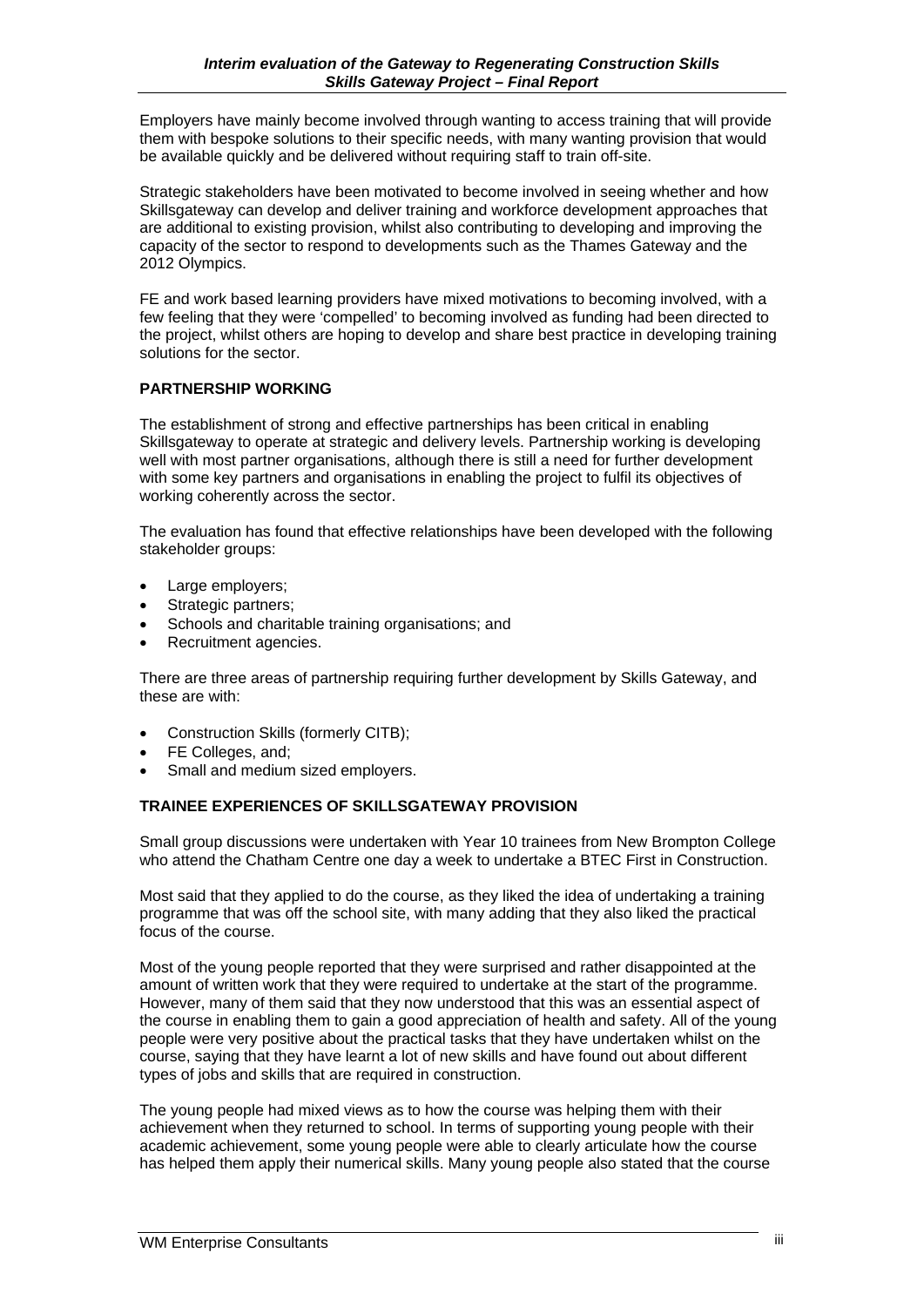Employers have mainly become involved through wanting to access training that will provide them with bespoke solutions to their specific needs, with many wanting provision that would be available quickly and be delivered without requiring staff to train off-site.

Strategic stakeholders have been motivated to become involved in seeing whether and how Skillsgateway can develop and deliver training and workforce development approaches that are additional to existing provision, whilst also contributing to developing and improving the capacity of the sector to respond to developments such as the Thames Gateway and the 2012 Olympics.

FE and work based learning providers have mixed motivations to becoming involved, with a few feeling that they were 'compelled' to becoming involved as funding had been directed to the project, whilst others are hoping to develop and share best practice in developing training solutions for the sector.

**PARTNERSHIP WORKING**

The establishment of strong and effective partnerships has been critical in enabling Skillsgateway to operate at strategic and delivery levels. Partnership working is developing well with most partner organisations, although there is still a need for further development with some key partners and organisations in enabling the project to fulfil its objectives of working coherently across the sector.

The evaluation has found that effective relationships have been developed with the following stakeholder groups:

- Large employers;
- Strategic partners;
- Schools and charitable training organisations; and
- Recruitment agencies.

There are three areas of partnership requiring further development by Skills Gateway, and these are with:

- Construction Skills (formerly CITB);
- FE Colleges, and;
- Small and medium sized employers.

**TRAINEE EXPERIENCES OF SKILLSGATEWAY PROVISION**

Small group discussions were undertaken with Year 10 trainees from New Brompton College who attend the Chatham Centre one day a week to undertake a BTEC First in Construction.

Most said that they applied to do the course, as they liked the idea of undertaking a training programme that was off the school site, with many adding that they also liked the practical focus of the course.

Most of the young people reported that they were surprised and rather disappointed at the amount of written work that they were required to undertake at the start of the programme. However, many of them said that they now understood that this was an essential aspect of the course in enabling them to gain a good appreciation of health and safety. All of the young people were very positive about the practical tasks that they have undertaken whilst on the course, saying that they have learnt a lot of new skills and have found out about different types of jobs and skills that are required in construction.

The young people had mixed views as to how the course was helping them with their achievement when they returned to school. In terms of supporting young people with their academic achievement, some young people were able to clearly articulate how the course has helped them apply their numerical skills. Many young people also stated that the course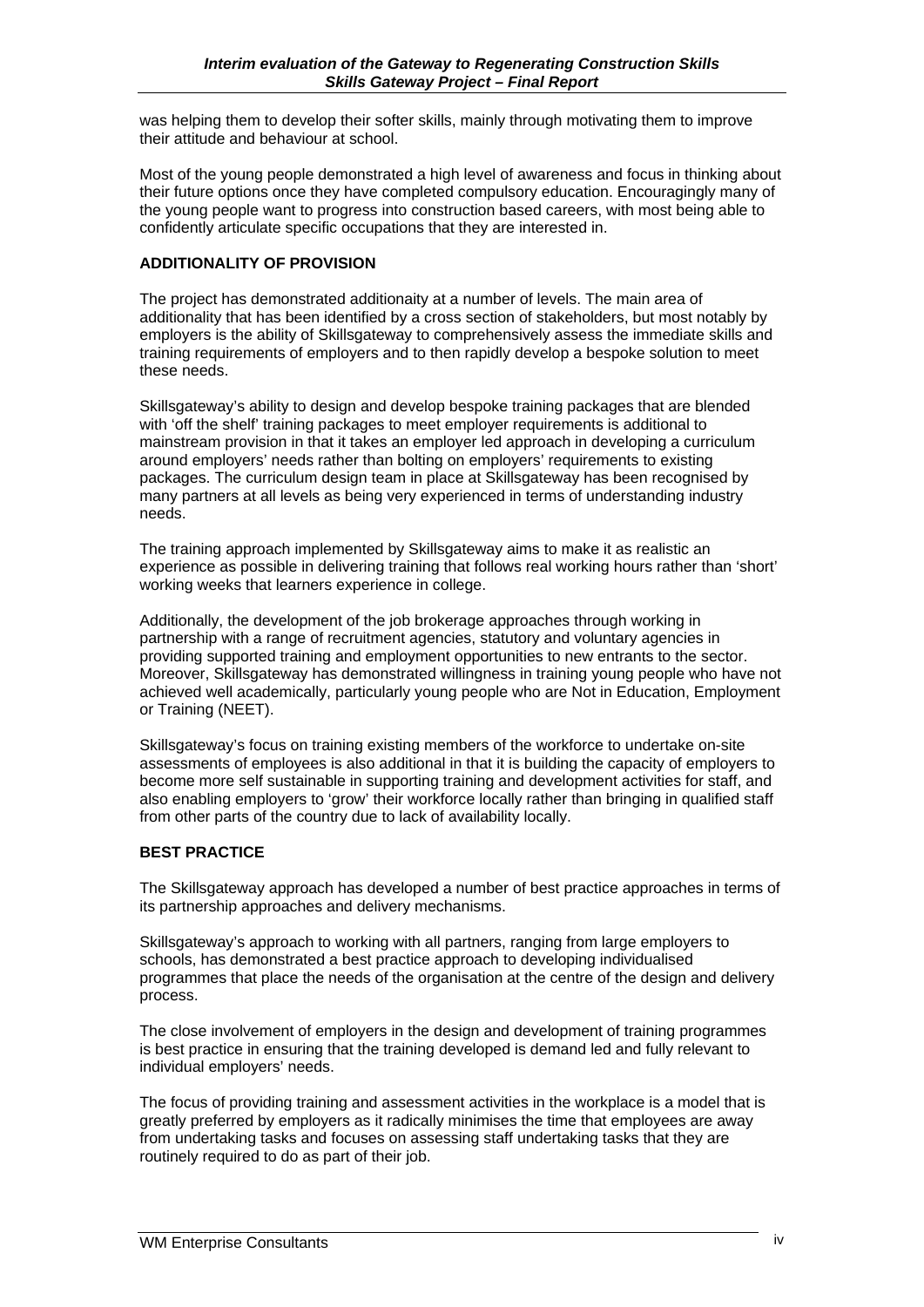was helping them to develop their softer skills, mainly through motivating them to improve their attitude and behaviour at school.

Most of the young people demonstrated a high level of awareness and focus in thinking about their future options once they have completed compulsory education. Encouragingly many of the young people want to progress into construction based careers, with most being able to confidently articulate specific occupations that they are interested in.

**ADDITIONALITY OF PROVISION**

The project has demonstrated additionaity at a number of levels. The main area of additionality that has been identified by a cross section of stakeholders, but most notably by employers is the ability of Skillsgateway to comprehensively assess the immediate skills and training requirements of employers and to then rapidly develop a bespoke solution to meet these needs.

Skillsgateway's ability to design and develop bespoke training packages that are blended with 'off the shelf' training packages to meet employer requirements is additional to mainstream provision in that it takes an employer led approach in developing a curriculum around employers' needs rather than bolting on employers' requirements to existing packages. The curriculum design team in place at Skillsgateway has been recognised by many partners at all levels as being very experienced in terms of understanding industry needs.

The training approach implemented by Skillsgateway aims to make it as realistic an experience as possible in delivering training that follows real working hours rather than 'short' working weeks that learners experience in college.

Additionally, the development of the job brokerage approaches through working in partnership with a range of recruitment agencies, statutory and voluntary agencies in providing supported training and employment opportunities to new entrants to the sector. Moreover, Skillsgateway has demonstrated willingness in training young people who have not achieved well academically, particularly young people who are Not in Education, Employment or Training (NEET).

Skillsgateway's focus on training existing members of the workforce to undertake on-site assessments of employees is also additional in that it is building the capacity of employers to become more self sustainable in supporting training and development activities for staff, and also enabling employers to 'grow' their workforce locally rather than bringing in qualified staff from other parts of the country due to lack of availability locally.

**BEST PRACTICE**

The Skillsgateway approach has developed a number of best practice approaches in terms of its partnership approaches and delivery mechanisms.

Skillsgateway's approach to working with all partners, ranging from large employers to schools, has demonstrated a best practice approach to developing individualised programmes that place the needs of the organisation at the centre of the design and delivery process.

The close involvement of employers in the design and development of training programmes is best practice in ensuring that the training developed is demand led and fully relevant to individual employers' needs.

The focus of providing training and assessment activities in the workplace is a model that is greatly preferred by employers as it radically minimises the time that employees are away from undertaking tasks and focuses on assessing staff undertaking tasks that they are routinely required to do as part of their job.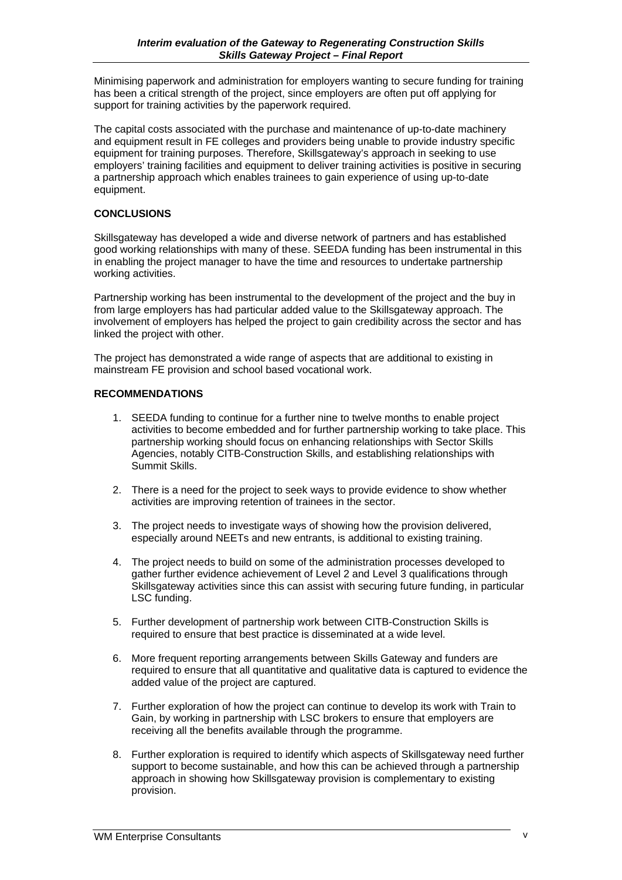Minimising paperwork and administration for employers wanting to secure funding for training has been a critical strength of the project, since employers are often put off applying for support for training activities by the paperwork required.

The capital costs associated with the purchase and maintenance of up-to-date machinery and equipment result in FE colleges and providers being unable to provide industry specific equipment for training purposes. Therefore, Skillsgateway's approach in seeking to use employers' training facilities and equipment to deliver training activities is positive in securing a partnership approach which enables trainees to gain experience of using up-to-date equipment.

**CONCLUSIONS**

Skillsgateway has developed a wide and diverse network of partners and has established good working relationships with many of these. SEEDA funding has been instrumental in this in enabling the project manager to have the time and resources to undertake partnership working activities.

Partnership working has been instrumental to the development of the project and the buy in from large employers has had particular added value to the Skillsgateway approach. The involvement of employers has helped the project to gain credibility across the sector and has linked the project with other.

The project has demonstrated a wide range of aspects that are additional to existing in mainstream FE provision and school based vocational work.

**RECOMMENDATIONS**

1. SEEDA funding to continue for a further nine to twelve months to enable project activities to become embedded and for further partnership working to take place. This partnership working should focus on enhancing relationships with Sector Skills Agencies, notably CITB-Construction Skills, and establishing relationships with Summit Skills.

2. There is a need for the project to seek ways to provide evidence to show whether activities are improving retention of trainees in the sector.

3. The project needs to investigate ways of showing how the provision delivered, especially around NEETs and new entrants, is additional to existing training.

4. The project needs to build on some of the administration processes developed to gather further evidence achievement of Level 2 and Level 3 qualifications through Skillsgateway activities since this can assist with securing future funding, in particular LSC funding.

5. Further development of partnership work between CITB-Construction Skills is required to ensure that best practice is disseminated at a wide level.

6. More frequent reporting arrangements between Skills Gateway and funders are required to ensure that all quantitative and qualitative data is captured to evidence the added value of the project are captured.

7. Further exploration of how the project can continue to develop its work with Train to Gain, by working in partnership with LSC brokers to ensure that employers are receiving all the benefits available through the programme.

8. Further exploration is required to identify which aspects of Skillsgateway need further support to become sustainable, and how this can be achieved through a partnership approach in showing how Skillsgateway provision is complementary to existing provision.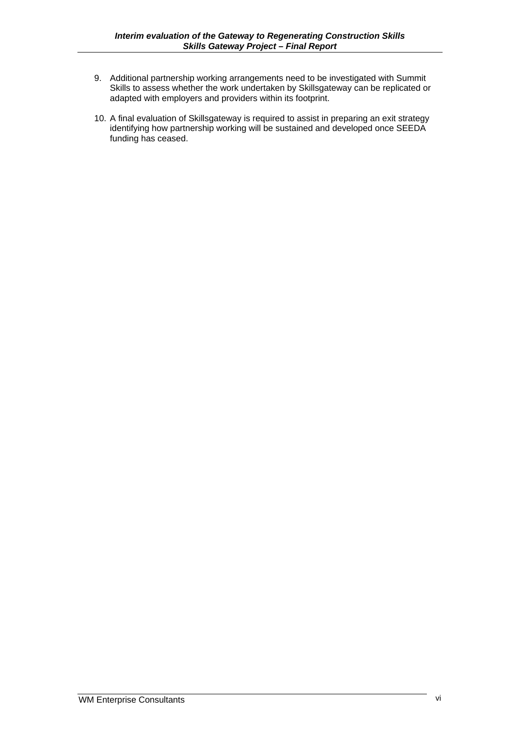9. Additional partnership working arrangements need to be investigated with Summit Skills to assess whether the work undertaken by Skillsgateway can be replicated or adapted with employers and providers within its footprint.

10. A final evaluation of Skillsgateway is required to assist in preparing an exit strategy identifying how partnership working will be sustained and developed once SEEDA funding has ceased.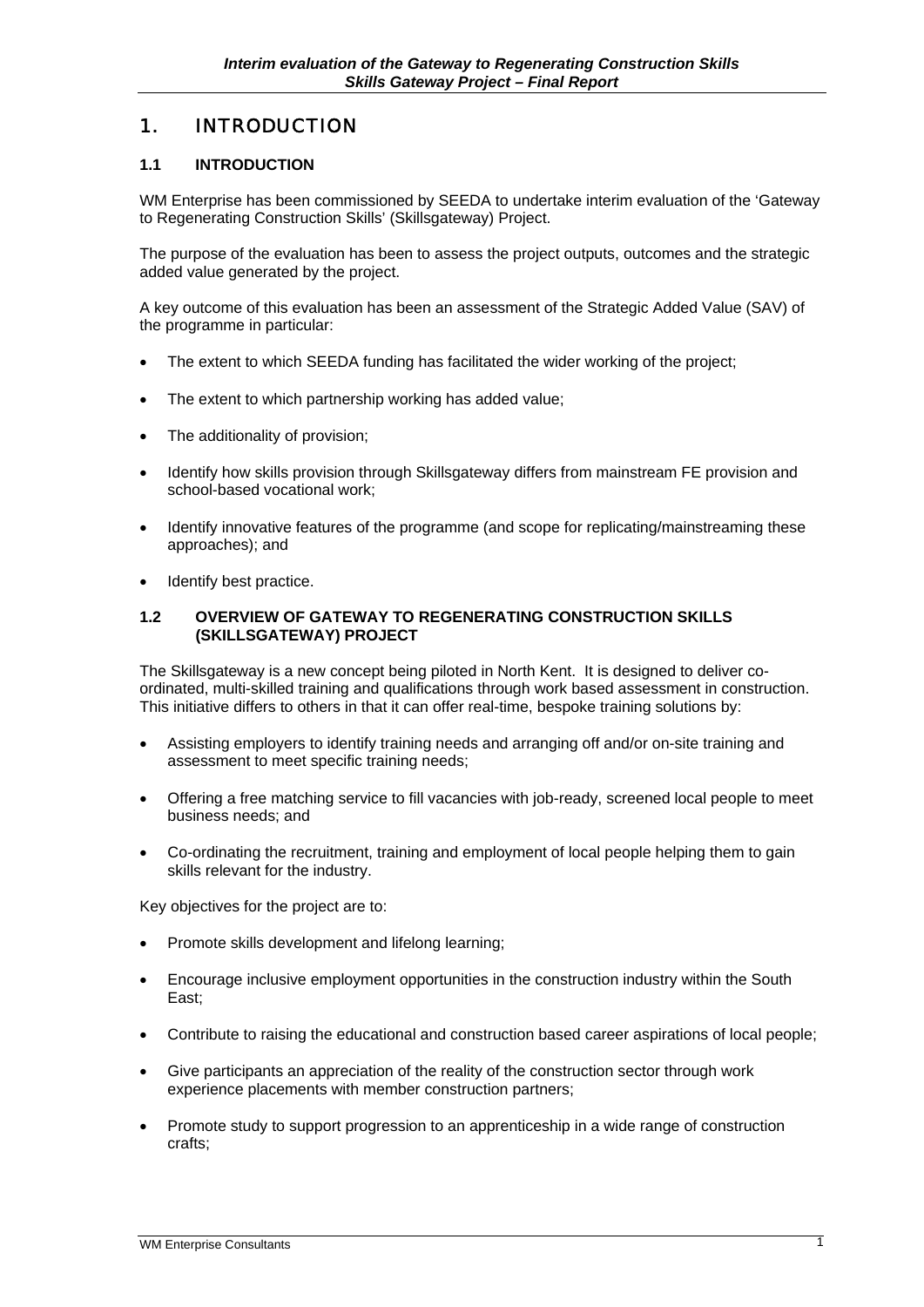# 1. INTRODUCTION

## 1.1 INTRODUCTION

WM Enterprise has been commissioned by SEEDA to undertake interim evaluation of the 'Gateway to Regenerating Construction Skills' (Skillsgateway) Project.

The purpose of the evaluation has been to assess the project outputs, outcomes and the strategic added value generated by the project.

A key outcome of this evaluation has been an assessment of the Strategic Added Value (SAV) of the programme in particular:

- The extent to which SEEDA funding has facilitated the wider working of the project;
- The extent to which partnership working has added value;
- The additionality of provision;
- Identify how skills provision through Skillsgateway differs from mainstream FE provision and school-based vocational work;
- Identify innovative features of the programme (and scope for replicating/mainstreaming these approaches); and
- Identify best practice.

## 1.2 OVERVIEW OF GATEWAY TO REGENERATING CONSTRUCTION SKILLS (SKILLSGATEWAY) PROJECT

The Skillsgateway is a new concept being piloted in North Kent. It is designed to deliver co-ordinated, multi-skilled training and qualifications through work based assessment in construction. This initiative differs to others in that it can offer real-time, bespoke training solutions by:

- Assisting employers to identify training needs and arranging off and/or on-site training and assessment to meet specific training needs;
- Offering a free matching service to fill vacancies with job-ready, screened local people to meet business needs; and
- Co-ordinating the recruitment, training and employment of local people helping them to gain skills relevant for the industry.

Key objectives for the project are to:

- Promote skills development and lifelong learning;
- Encourage inclusive employment opportunities in the construction industry within the South East;
- Contribute to raising the educational and construction based career aspirations of local people;
- Give participants an appreciation of the reality of the construction sector through work experience placements with member construction partners;
- Promote study to support progression to an apprenticeship in a wide range of construction crafts;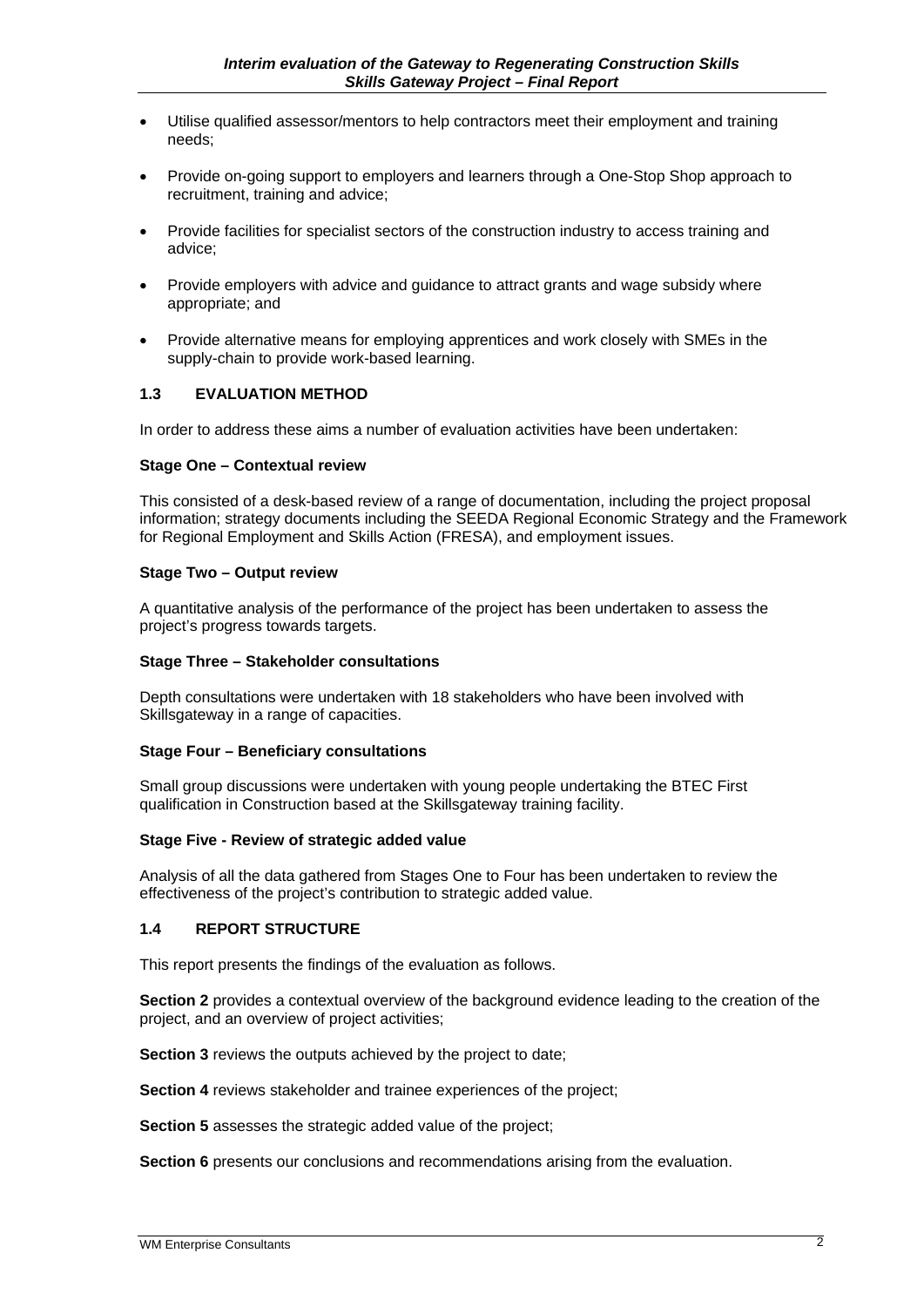- Utilise qualified assessor/mentors to help contractors meet their employment and training needs;
- Provide on-going support to employers and learners through a One-Stop Shop approach to recruitment, training and advice;
- Provide facilities for specialist sectors of the construction industry to access training and advice;
- Provide employers with advice and guidance to attract grants and wage subsidy where appropriate; and
- Provide alternative means for employing apprentices and work closely with SMEs in the supply-chain to provide work-based learning.

## 1.3 EVALUATION METHOD

In order to address these aims a number of evaluation activities have been undertaken:

**Stage One – Contextual review**

This consisted of a desk-based review of a range of documentation, including the project proposal information; strategy documents including the SEEDA Regional Economic Strategy and the Framework for Regional Employment and Skills Action (FRESA), and employment issues.

**Stage Two – Output review**

A quantitative analysis of the performance of the project has been undertaken to assess the project's progress towards targets.

**Stage Three – Stakeholder consultations**

Depth consultations were undertaken with 18 stakeholders who have been involved with Skillsgateway in a range of capacities.

**Stage Four – Beneficiary consultations**

Small group discussions were undertaken with young people undertaking the BTEC First qualification in Construction based at the Skillsgateway training facility.

**Stage Five - Review of strategic added value**

Analysis of all the data gathered from Stages One to Four has been undertaken to review the effectiveness of the project's contribution to strategic added value.

## 1.4 REPORT STRUCTURE

This report presents the findings of the evaluation as follows.

**Section 2** provides a contextual overview of the background evidence leading to the creation of the project, and an overview of project activities;

**Section 3** reviews the outputs achieved by the project to date;

**Section 4** reviews stakeholder and trainee experiences of the project;

**Section 5** assesses the strategic added value of the project;

**Section 6** presents our conclusions and recommendations arising from the evaluation.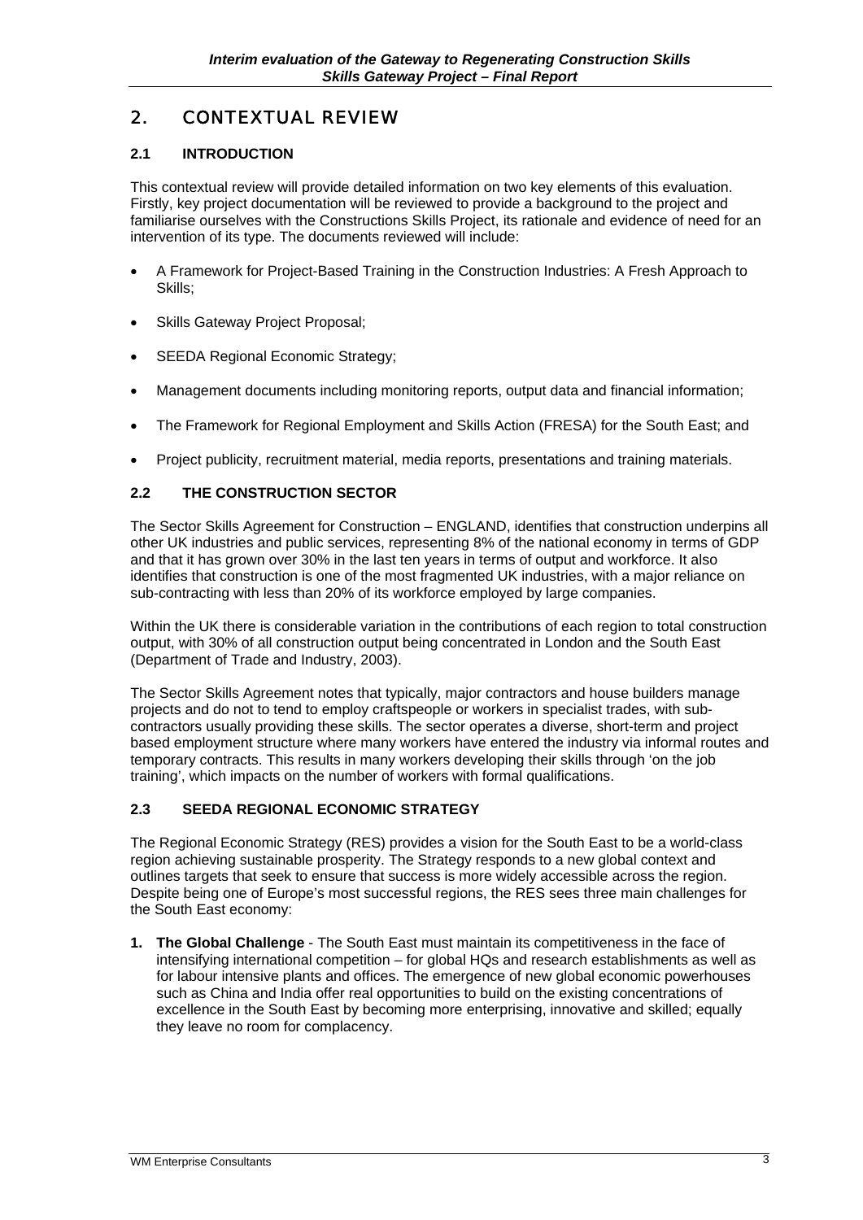## 2. CONTEXTUAL REVIEW

### 2.1 INTRODUCTION

This contextual review will provide detailed information on two key elements of this evaluation. Firstly, key project documentation will be reviewed to provide a background to the project and familiarise ourselves with the Constructions Skills Project, its rationale and evidence of need for an intervention of its type. The documents reviewed will include:

- A Framework for Project-Based Training in the Construction Industries: A Fresh Approach to Skills;
- Skills Gateway Project Proposal;
- SEEDA Regional Economic Strategy;
- Management documents including monitoring reports, output data and financial information;
- The Framework for Regional Employment and Skills Action (FRESA) for the South East; and
- Project publicity, recruitment material, media reports, presentations and training materials.

### 2.2 THE CONSTRUCTION SECTOR

The Sector Skills Agreement for Construction – ENGLAND, identifies that construction underpins all other UK industries and public services, representing 8% of the national economy in terms of GDP and that it has grown over 30% in the last ten years in terms of output and workforce. It also identifies that construction is one of the most fragmented UK industries, with a major reliance on sub-contracting with less than 20% of its workforce employed by large companies.

Within the UK there is considerable variation in the contributions of each region to total construction output, with 30% of all construction output being concentrated in London and the South East (Department of Trade and Industry, 2003).

The Sector Skills Agreement notes that typically, major contractors and house builders manage projects and do not to tend to employ craftspeople or workers in specialist trades, with sub-contractors usually providing these skills. The sector operates a diverse, short-term and project based employment structure where many workers have entered the industry via informal routes and temporary contracts. This results in many workers developing their skills through 'on the job training', which impacts on the number of workers with formal qualifications.

### 2.3 SEEDA REGIONAL ECONOMIC STRATEGY

The Regional Economic Strategy (RES) provides a vision for the South East to be a world-class region achieving sustainable prosperity. The Strategy responds to a new global context and outlines targets that seek to ensure that success is more widely accessible across the region. Despite being one of Europe's most successful regions, the RES sees three main challenges for the South East economy:

1. **The Global Challenge** - The South East must maintain its competitiveness in the face of intensifying international competition – for global HQs and research establishments as well as for labour intensive plants and offices. The emergence of new global economic powerhouses such as China and India offer real opportunities to build on the existing concentrations of excellence in the South East by becoming more enterprising, innovative and skilled; equally they leave no room for complacency.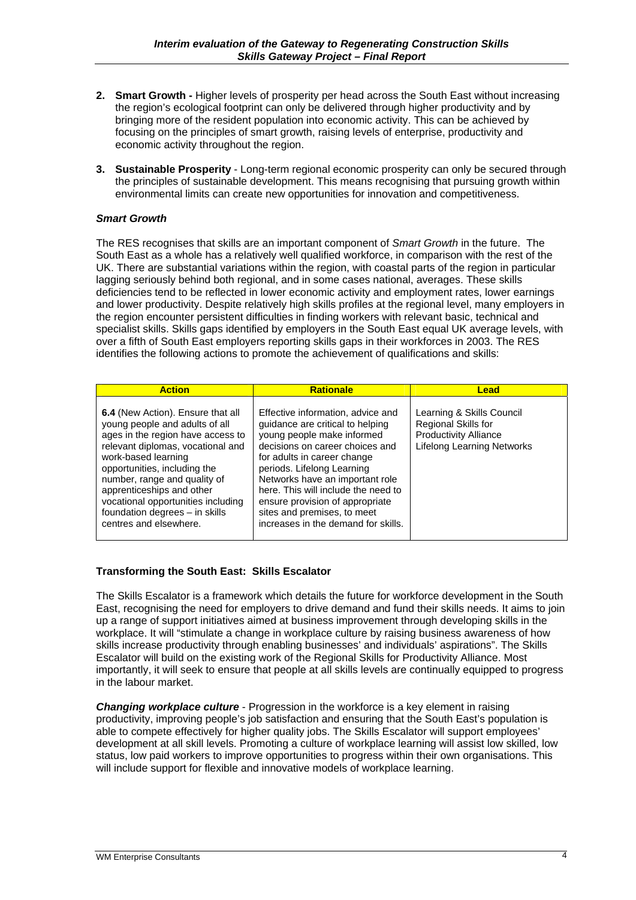2. **Smart Growth -** Higher levels of prosperity per head across the South East without increasing the region's ecological footprint can only be delivered through higher productivity and by bringing more of the resident population into economic activity. This can be achieved by focusing on the principles of smart growth, raising levels of enterprise, productivity and economic activity throughout the region.

3. **Sustainable Prosperity** - Long-term regional economic prosperity can only be secured through the principles of sustainable development. This means recognising that pursuing growth within environmental limits can create new opportunities for innovation and competitiveness.

### *Smart Growth*

The RES recognises that skills are an important component of *Smart Growth* in the future. The South East as a whole has a relatively well qualified workforce, in comparison with the rest of the UK. There are substantial variations within the region, with coastal parts of the region in particular lagging seriously behind both regional, and in some cases national, averages. These skills deficiencies tend to be reflected in lower economic activity and employment rates, lower earnings and lower productivity. Despite relatively high skills profiles at the regional level, many employers in the region encounter persistent difficulties in finding workers with relevant basic, technical and specialist skills. Skills gaps identified by employers in the South East equal UK average levels, with over a fifth of South East employers reporting skills gaps in their workforces in 2003. The RES identifies the following actions to promote the achievement of qualifications and skills:

| Action | Rationale | Lead |
|---|---|---|
| **6.4** (New Action). Ensure that all young people and adults of all ages in the region have access to relevant diplomas, vocational and work-based learning opportunities, including the number, range and quality of apprenticeships and other vocational opportunities including foundation degrees – in skills centres and elsewhere. | Effective information, advice and guidance are critical to helping young people make informed decisions on career choices and for adults in career change periods. Lifelong Learning Networks have an important role here. This will include the need to ensure provision of appropriate sites and premises, to meet increases in the demand for skills. | Learning & Skills Council<br>Regional Skills for Productivity Alliance<br>Lifelong Learning Networks |

### Transforming the South East: Skills Escalator

The Skills Escalator is a framework which details the future for workforce development in the South East, recognising the need for employers to drive demand and fund their skills needs. It aims to join up a range of support initiatives aimed at business improvement through developing skills in the workplace. It will "stimulate a change in workplace culture by raising business awareness of how skills increase productivity through enabling businesses' and individuals' aspirations". The Skills Escalator will build on the existing work of the Regional Skills for Productivity Alliance. Most importantly, it will seek to ensure that people at all skills levels are continually equipped to progress in the labour market.

***Changing workplace culture*** - Progression in the workforce is a key element in raising productivity, improving people's job satisfaction and ensuring that the South East's population is able to compete effectively for higher quality jobs. The Skills Escalator will support employees' development at all skill levels. Promoting a culture of workplace learning will assist low skilled, low status, low paid workers to improve opportunities to progress within their own organisations. This will include support for flexible and innovative models of workplace learning.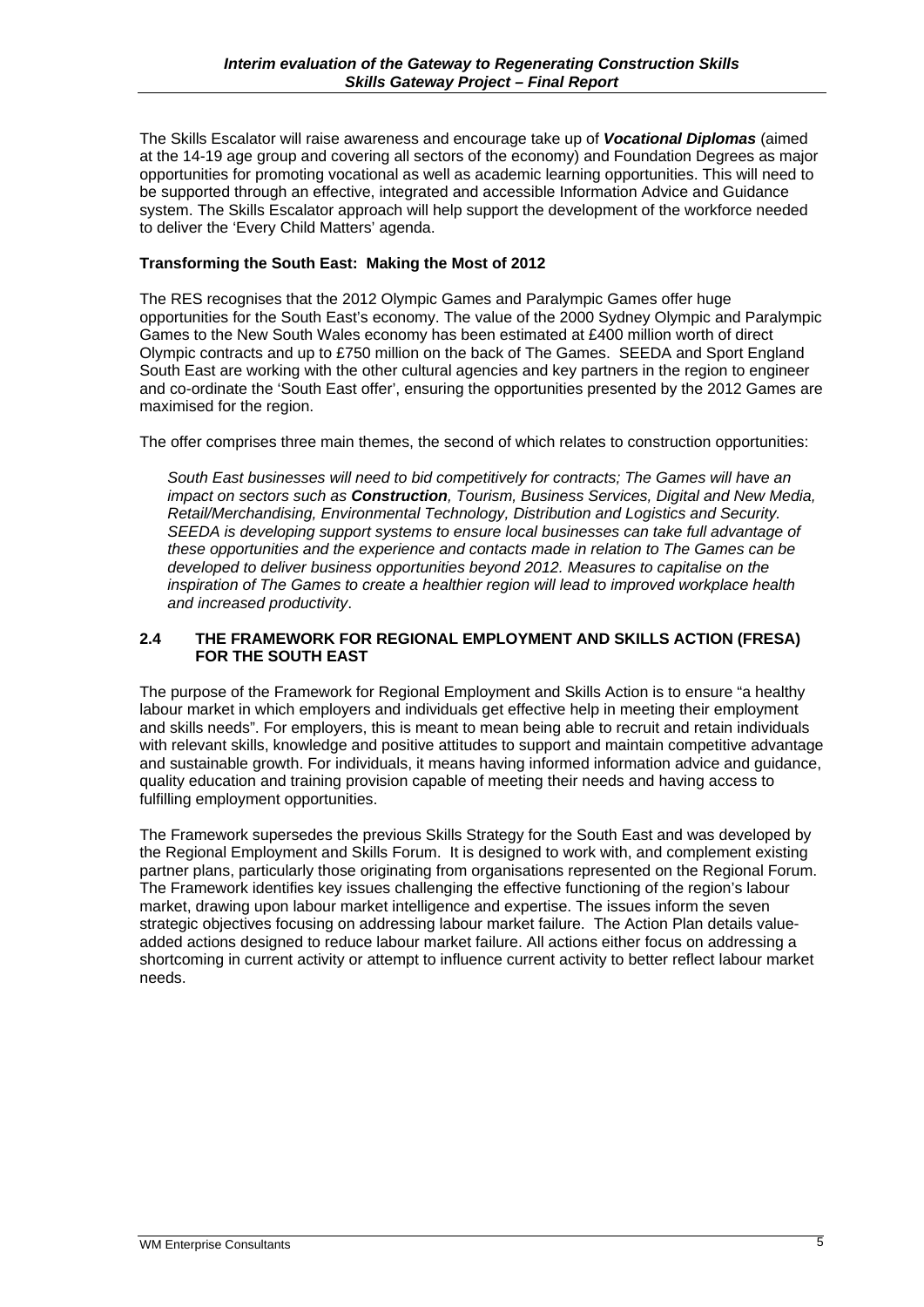The Skills Escalator will raise awareness and encourage take up of ***Vocational Diplomas*** (aimed at the 14-19 age group and covering all sectors of the economy) and Foundation Degrees as major opportunities for promoting vocational as well as academic learning opportunities. This will need to be supported through an effective, integrated and accessible Information Advice and Guidance system. The Skills Escalator approach will help support the development of the workforce needed to deliver the 'Every Child Matters' agenda.

**Transforming the South East: Making the Most of 2012**

The RES recognises that the 2012 Olympic Games and Paralympic Games offer huge opportunities for the South East's economy. The value of the 2000 Sydney Olympic and Paralympic Games to the New South Wales economy has been estimated at £400 million worth of direct Olympic contracts and up to £750 million on the back of The Games. SEEDA and Sport England South East are working with the other cultural agencies and key partners in the region to engineer and co-ordinate the 'South East offer', ensuring the opportunities presented by the 2012 Games are maximised for the region.

The offer comprises three main themes, the second of which relates to construction opportunities:

> *South East businesses will need to bid competitively for contracts; The Games will have an impact on sectors such as **Construction**, Tourism, Business Services, Digital and New Media, Retail/Merchandising, Environmental Technology, Distribution and Logistics and Security. SEEDA is developing support systems to ensure local businesses can take full advantage of these opportunities and the experience and contacts made in relation to The Games can be developed to deliver business opportunities beyond 2012. Measures to capitalise on the inspiration of The Games to create a healthier region will lead to improved workplace health and increased productivity*.

## 2.4 THE FRAMEWORK FOR REGIONAL EMPLOYMENT AND SKILLS ACTION (FRESA) FOR THE SOUTH EAST

The purpose of the Framework for Regional Employment and Skills Action is to ensure "a healthy labour market in which employers and individuals get effective help in meeting their employment and skills needs". For employers, this is meant to mean being able to recruit and retain individuals with relevant skills, knowledge and positive attitudes to support and maintain competitive advantage and sustainable growth. For individuals, it means having informed information advice and guidance, quality education and training provision capable of meeting their needs and having access to fulfilling employment opportunities.

The Framework supersedes the previous Skills Strategy for the South East and was developed by the Regional Employment and Skills Forum. It is designed to work with, and complement existing partner plans, particularly those originating from organisations represented on the Regional Forum. The Framework identifies key issues challenging the effective functioning of the region's labour market, drawing upon labour market intelligence and expertise. The issues inform the seven strategic objectives focusing on addressing labour market failure. The Action Plan details value-added actions designed to reduce labour market failure. All actions either focus on addressing a shortcoming in current activity or attempt to influence current activity to better reflect labour market needs.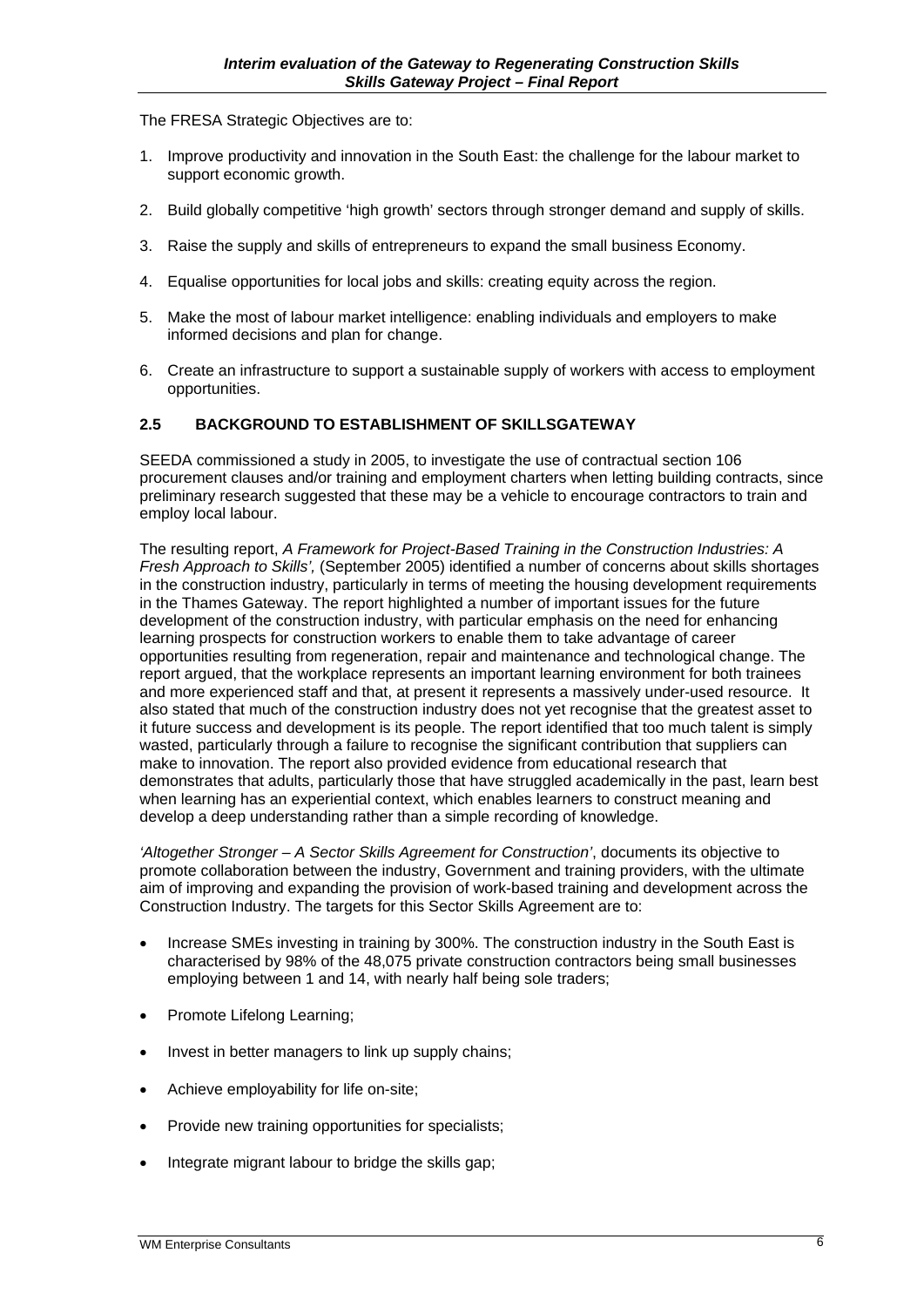The FRESA Strategic Objectives are to:

1. Improve productivity and innovation in the South East: the challenge for the labour market to support economic growth.

2. Build globally competitive 'high growth' sectors through stronger demand and supply of skills.

3. Raise the supply and skills of entrepreneurs to expand the small business Economy.

4. Equalise opportunities for local jobs and skills: creating equity across the region.

5. Make the most of labour market intelligence: enabling individuals and employers to make informed decisions and plan for change.

6. Create an infrastructure to support a sustainable supply of workers with access to employment opportunities.

### 2.5 BACKGROUND TO ESTABLISHMENT OF SKILLSGATEWAY

SEEDA commissioned a study in 2005, to investigate the use of contractual section 106 procurement clauses and/or training and employment charters when letting building contracts, since preliminary research suggested that these may be a vehicle to encourage contractors to train and employ local labour.

The resulting report, *A Framework for Project-Based Training in the Construction Industries: A Fresh Approach to Skills',* (September 2005) identified a number of concerns about skills shortages in the construction industry, particularly in terms of meeting the housing development requirements in the Thames Gateway. The report highlighted a number of important issues for the future development of the construction industry, with particular emphasis on the need for enhancing learning prospects for construction workers to enable them to take advantage of career opportunities resulting from regeneration, repair and maintenance and technological change. The report argued, that the workplace represents an important learning environment for both trainees and more experienced staff and that, at present it represents a massively under-used resource. It also stated that much of the construction industry does not yet recognise that the greatest asset to it future success and development is its people. The report identified that too much talent is simply wasted, particularly through a failure to recognise the significant contribution that suppliers can make to innovation. The report also provided evidence from educational research that demonstrates that adults, particularly those that have struggled academically in the past, learn best when learning has an experiential context, which enables learners to construct meaning and develop a deep understanding rather than a simple recording of knowledge.

*'Altogether Stronger – A Sector Skills Agreement for Construction'*, documents its objective to promote collaboration between the industry, Government and training providers, with the ultimate aim of improving and expanding the provision of work-based training and development across the Construction Industry. The targets for this Sector Skills Agreement are to:

- Increase SMEs investing in training by 300%. The construction industry in the South East is characterised by 98% of the 48,075 private construction contractors being small businesses employing between 1 and 14, with nearly half being sole traders;

- Promote Lifelong Learning;

- Invest in better managers to link up supply chains;

- Achieve employability for life on-site;

- Provide new training opportunities for specialists;

- Integrate migrant labour to bridge the skills gap;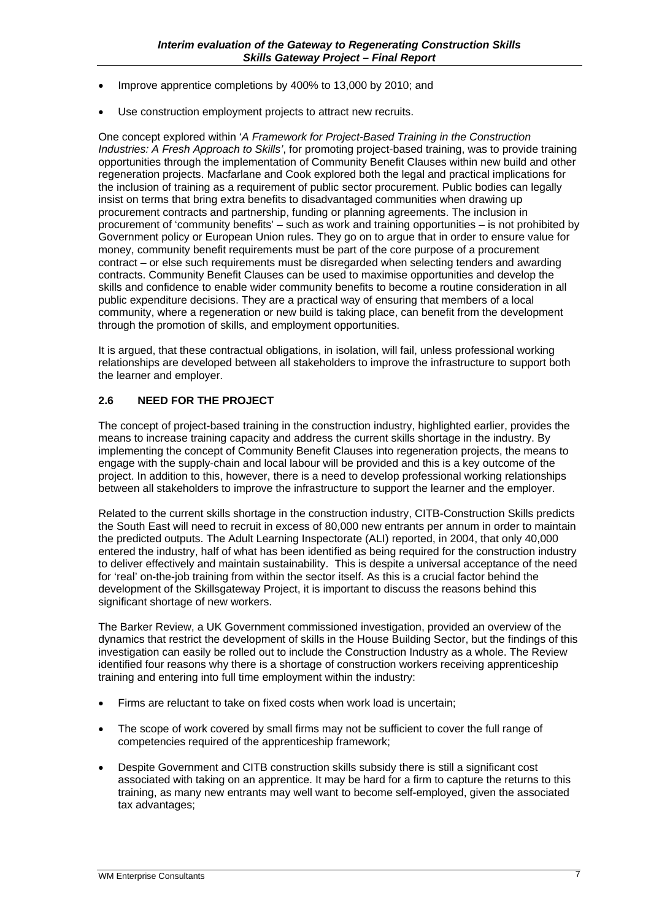- Improve apprentice completions by 400% to 13,000 by 2010; and
- Use construction employment projects to attract new recruits.

One concept explored within '*A Framework for Project-Based Training in the Construction Industries: A Fresh Approach to Skills'*, for promoting project-based training, was to provide training opportunities through the implementation of Community Benefit Clauses within new build and other regeneration projects. Macfarlane and Cook explored both the legal and practical implications for the inclusion of training as a requirement of public sector procurement. Public bodies can legally insist on terms that bring extra benefits to disadvantaged communities when drawing up procurement contracts and partnership, funding or planning agreements. The inclusion in procurement of 'community benefits' – such as work and training opportunities – is not prohibited by Government policy or European Union rules. They go on to argue that in order to ensure value for money, community benefit requirements must be part of the core purpose of a procurement contract – or else such requirements must be disregarded when selecting tenders and awarding contracts. Community Benefit Clauses can be used to maximise opportunities and develop the skills and confidence to enable wider community benefits to become a routine consideration in all public expenditure decisions. They are a practical way of ensuring that members of a local community, where a regeneration or new build is taking place, can benefit from the development through the promotion of skills, and employment opportunities.

It is argued, that these contractual obligations, in isolation, will fail, unless professional working relationships are developed between all stakeholders to improve the infrastructure to support both the learner and employer.

### 2.6 NEED FOR THE PROJECT

The concept of project-based training in the construction industry, highlighted earlier, provides the means to increase training capacity and address the current skills shortage in the industry. By implementing the concept of Community Benefit Clauses into regeneration projects, the means to engage with the supply-chain and local labour will be provided and this is a key outcome of the project. In addition to this, however, there is a need to develop professional working relationships between all stakeholders to improve the infrastructure to support the learner and the employer.

Related to the current skills shortage in the construction industry, CITB-Construction Skills predicts the South East will need to recruit in excess of 80,000 new entrants per annum in order to maintain the predicted outputs. The Adult Learning Inspectorate (ALI) reported, in 2004, that only 40,000 entered the industry, half of what has been identified as being required for the construction industry to deliver effectively and maintain sustainability. This is despite a universal acceptance of the need for 'real' on-the-job training from within the sector itself. As this is a crucial factor behind the development of the Skillsgateway Project, it is important to discuss the reasons behind this significant shortage of new workers.

The Barker Review, a UK Government commissioned investigation, provided an overview of the dynamics that restrict the development of skills in the House Building Sector, but the findings of this investigation can easily be rolled out to include the Construction Industry as a whole. The Review identified four reasons why there is a shortage of construction workers receiving apprenticeship training and entering into full time employment within the industry:

- Firms are reluctant to take on fixed costs when work load is uncertain;
- The scope of work covered by small firms may not be sufficient to cover the full range of competencies required of the apprenticeship framework;
- Despite Government and CITB construction skills subsidy there is still a significant cost associated with taking on an apprentice. It may be hard for a firm to capture the returns to this training, as many new entrants may well want to become self-employed, given the associated tax advantages;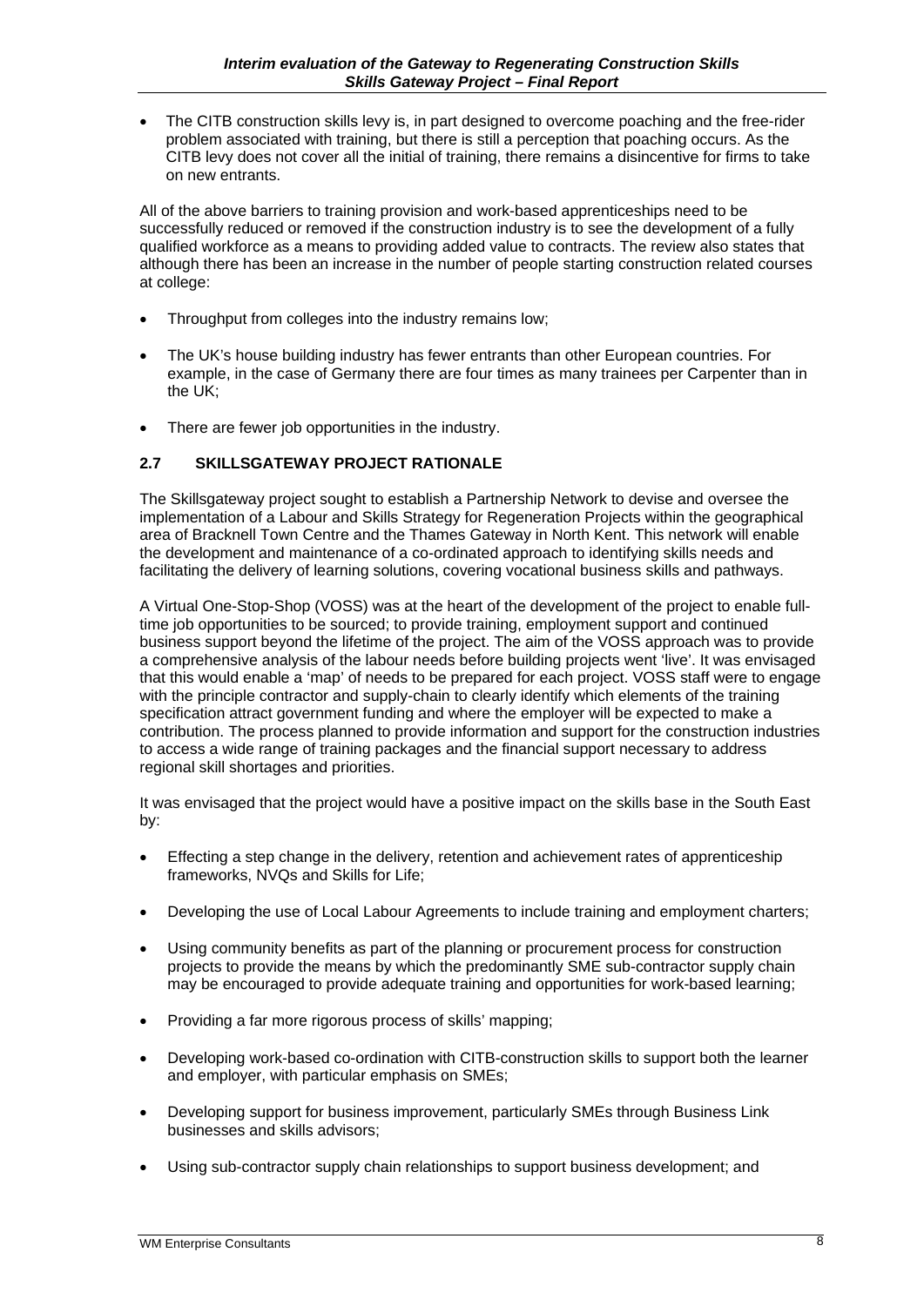- The CITB construction skills levy is, in part designed to overcome poaching and the free-rider problem associated with training, but there is still a perception that poaching occurs. As the CITB levy does not cover all the initial of training, there remains a disincentive for firms to take on new entrants.

All of the above barriers to training provision and work-based apprenticeships need to be successfully reduced or removed if the construction industry is to see the development of a fully qualified workforce as a means to providing added value to contracts. The review also states that although there has been an increase in the number of people starting construction related courses at college:

- Throughput from colleges into the industry remains low;
- The UK's house building industry has fewer entrants than other European countries. For example, in the case of Germany there are four times as many trainees per Carpenter than in the UK;
- There are fewer job opportunities in the industry.

### 2.7 SKILLSGATEWAY PROJECT RATIONALE

The Skillsgateway project sought to establish a Partnership Network to devise and oversee the implementation of a Labour and Skills Strategy for Regeneration Projects within the geographical area of Bracknell Town Centre and the Thames Gateway in North Kent. This network will enable the development and maintenance of a co-ordinated approach to identifying skills needs and facilitating the delivery of learning solutions, covering vocational business skills and pathways.

A Virtual One-Stop-Shop (VOSS) was at the heart of the development of the project to enable full-time job opportunities to be sourced; to provide training, employment support and continued business support beyond the lifetime of the project. The aim of the VOSS approach was to provide a comprehensive analysis of the labour needs before building projects went 'live'. It was envisaged that this would enable a 'map' of needs to be prepared for each project. VOSS staff were to engage with the principle contractor and supply-chain to clearly identify which elements of the training specification attract government funding and where the employer will be expected to make a contribution. The process planned to provide information and support for the construction industries to access a wide range of training packages and the financial support necessary to address regional skill shortages and priorities.

It was envisaged that the project would have a positive impact on the skills base in the South East by:

- Effecting a step change in the delivery, retention and achievement rates of apprenticeship frameworks, NVQs and Skills for Life;
- Developing the use of Local Labour Agreements to include training and employment charters;
- Using community benefits as part of the planning or procurement process for construction projects to provide the means by which the predominantly SME sub-contractor supply chain may be encouraged to provide adequate training and opportunities for work-based learning;
- Providing a far more rigorous process of skills' mapping;
- Developing work-based co-ordination with CITB-construction skills to support both the learner and employer, with particular emphasis on SMEs;
- Developing support for business improvement, particularly SMEs through Business Link businesses and skills advisors;
- Using sub-contractor supply chain relationships to support business development; and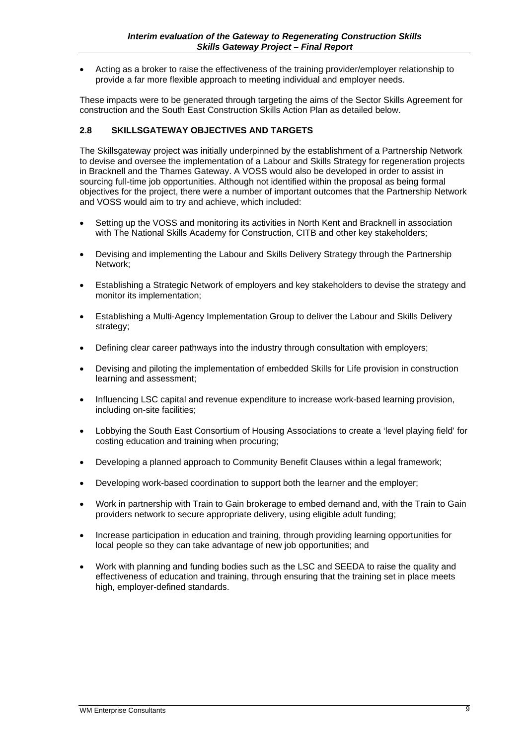- Acting as a broker to raise the effectiveness of the training provider/employer relationship to provide a far more flexible approach to meeting individual and employer needs.

These impacts were to be generated through targeting the aims of the Sector Skills Agreement for construction and the South East Construction Skills Action Plan as detailed below.

### 2.8 SKILLSGATEWAY OBJECTIVES AND TARGETS

The Skillsgateway project was initially underpinned by the establishment of a Partnership Network to devise and oversee the implementation of a Labour and Skills Strategy for regeneration projects in Bracknell and the Thames Gateway. A VOSS would also be developed in order to assist in sourcing full-time job opportunities. Although not identified within the proposal as being formal objectives for the project, there were a number of important outcomes that the Partnership Network and VOSS would aim to try and achieve, which included:

- Setting up the VOSS and monitoring its activities in North Kent and Bracknell in association with The National Skills Academy for Construction, CITB and other key stakeholders;
- Devising and implementing the Labour and Skills Delivery Strategy through the Partnership Network;
- Establishing a Strategic Network of employers and key stakeholders to devise the strategy and monitor its implementation;
- Establishing a Multi-Agency Implementation Group to deliver the Labour and Skills Delivery strategy;
- Defining clear career pathways into the industry through consultation with employers;
- Devising and piloting the implementation of embedded Skills for Life provision in construction learning and assessment;
- Influencing LSC capital and revenue expenditure to increase work-based learning provision, including on-site facilities;
- Lobbying the South East Consortium of Housing Associations to create a 'level playing field' for costing education and training when procuring;
- Developing a planned approach to Community Benefit Clauses within a legal framework;
- Developing work-based coordination to support both the learner and the employer;
- Work in partnership with Train to Gain brokerage to embed demand and, with the Train to Gain providers network to secure appropriate delivery, using eligible adult funding;
- Increase participation in education and training, through providing learning opportunities for local people so they can take advantage of new job opportunities; and
- Work with planning and funding bodies such as the LSC and SEEDA to raise the quality and effectiveness of education and training, through ensuring that the training set in place meets high, employer-defined standards.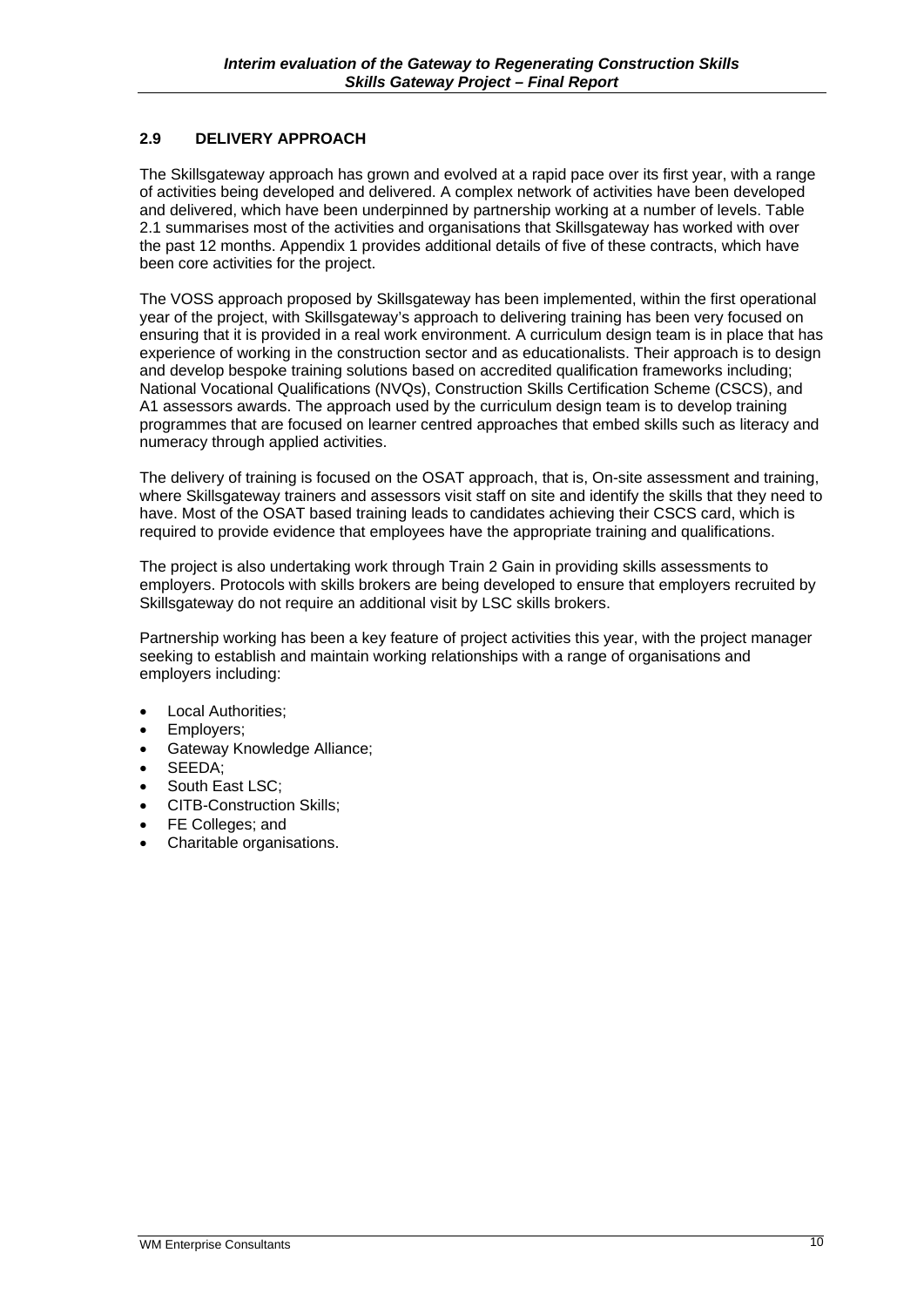## 2.9 DELIVERY APPROACH

The Skillsgateway approach has grown and evolved at a rapid pace over its first year, with a range of activities being developed and delivered. A complex network of activities have been developed and delivered, which have been underpinned by partnership working at a number of levels. Table 2.1 summarises most of the activities and organisations that Skillsgateway has worked with over the past 12 months. Appendix 1 provides additional details of five of these contracts, which have been core activities for the project.

The VOSS approach proposed by Skillsgateway has been implemented, within the first operational year of the project, with Skillsgateway's approach to delivering training has been very focused on ensuring that it is provided in a real work environment. A curriculum design team is in place that has experience of working in the construction sector and as educationalists. Their approach is to design and develop bespoke training solutions based on accredited qualification frameworks including; National Vocational Qualifications (NVQs), Construction Skills Certification Scheme (CSCS), and A1 assessors awards. The approach used by the curriculum design team is to develop training programmes that are focused on learner centred approaches that embed skills such as literacy and numeracy through applied activities.

The delivery of training is focused on the OSAT approach, that is, On-site assessment and training, where Skillsgateway trainers and assessors visit staff on site and identify the skills that they need to have. Most of the OSAT based training leads to candidates achieving their CSCS card, which is required to provide evidence that employees have the appropriate training and qualifications.

The project is also undertaking work through Train 2 Gain in providing skills assessments to employers. Protocols with skills brokers are being developed to ensure that employers recruited by Skillsgateway do not require an additional visit by LSC skills brokers.

Partnership working has been a key feature of project activities this year, with the project manager seeking to establish and maintain working relationships with a range of organisations and employers including:

- Local Authorities;
- Employers;
- Gateway Knowledge Alliance;
- SEEDA;
- South East LSC;
- CITB-Construction Skills;
- FE Colleges; and
- Charitable organisations.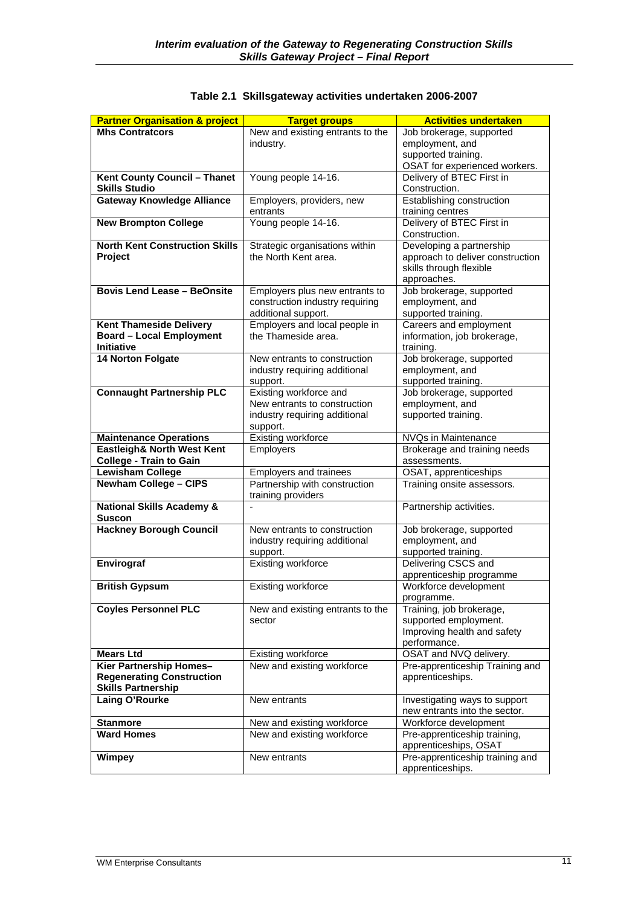**Table 2.1 Skillsgateway activities undertaken 2006-2007**

| Partner Organisation & project | Target groups | Activities undertaken |
|---|---|---|
| **Mhs Contratcors** | New and existing entrants to the industry. | Job brokerage, supported employment, and supported training. OSAT for experienced workers. |
| **Kent County Council – Thanet Skills Studio** | Young people 14-16. | Delivery of BTEC First in Construction. |
| **Gateway Knowledge Alliance** | Employers, providers, new entrants | Establishing construction training centres |
| **New Brompton College** | Young people 14-16. | Delivery of BTEC First in Construction. |
| **North Kent Construction Skills Project** | Strategic organisations within the North Kent area. | Developing a partnership approach to deliver construction skills through flexible approaches. |
| **Bovis Lend Lease – BeOnsite** | Employers plus new entrants to construction industry requiring additional support. | Job brokerage, supported employment, and supported training. |
| **Kent Thameside Delivery Board – Local Employment Initiative** | Employers and local people in the Thameside area. | Careers and employment information, job brokerage, training. |
| **14 Norton Folgate** | New entrants to construction industry requiring additional support. | Job brokerage, supported employment, and supported training. |
| **Connaught Partnership PLC** | Existing workforce and New entrants to construction industry requiring additional support. | Job brokerage, supported employment, and supported training. |
| **Maintenance Operations** | Existing workforce | NVQs in Maintenance |
| **Eastleigh& North West Kent College - Train to Gain** | Employers | Brokerage and training needs assessments. |
| **Lewisham College** | Employers and trainees | OSAT, apprenticeships |
| **Newham College – CIPS** | Partnership with construction training providers | Training onsite assessors. |
| **National Skills Academy & Suscon** | - | Partnership activities. |
| **Hackney Borough Council** | New entrants to construction industry requiring additional support. | Job brokerage, supported employment, and supported training. |
| **Envirograf** | Existing workforce | Delivering CSCS and apprenticeship programme |
| **British Gypsum** | Existing workforce | Workforce development programme. |
| **Coyles Personnel PLC** | New and existing entrants to the sector | Training, job brokerage, supported employment. Improving health and safety performance. |
| **Mears Ltd** | Existing workforce | OSAT and NVQ delivery. |
| **Kier Partnership Homes– Regenerating Construction Skills Partnership** | New and existing workforce | Pre-apprenticeship Training and apprenticeships. |
| **Laing O'Rourke** | New entrants | Investigating ways to support new entrants into the sector. |
| **Stanmore** | New and existing workforce | Workforce development |
| **Ward Homes** | New and existing workforce | Pre-apprenticeship training, apprenticeships, OSAT |
| **Wimpey** | New entrants | Pre-apprenticeship training and apprenticeships. |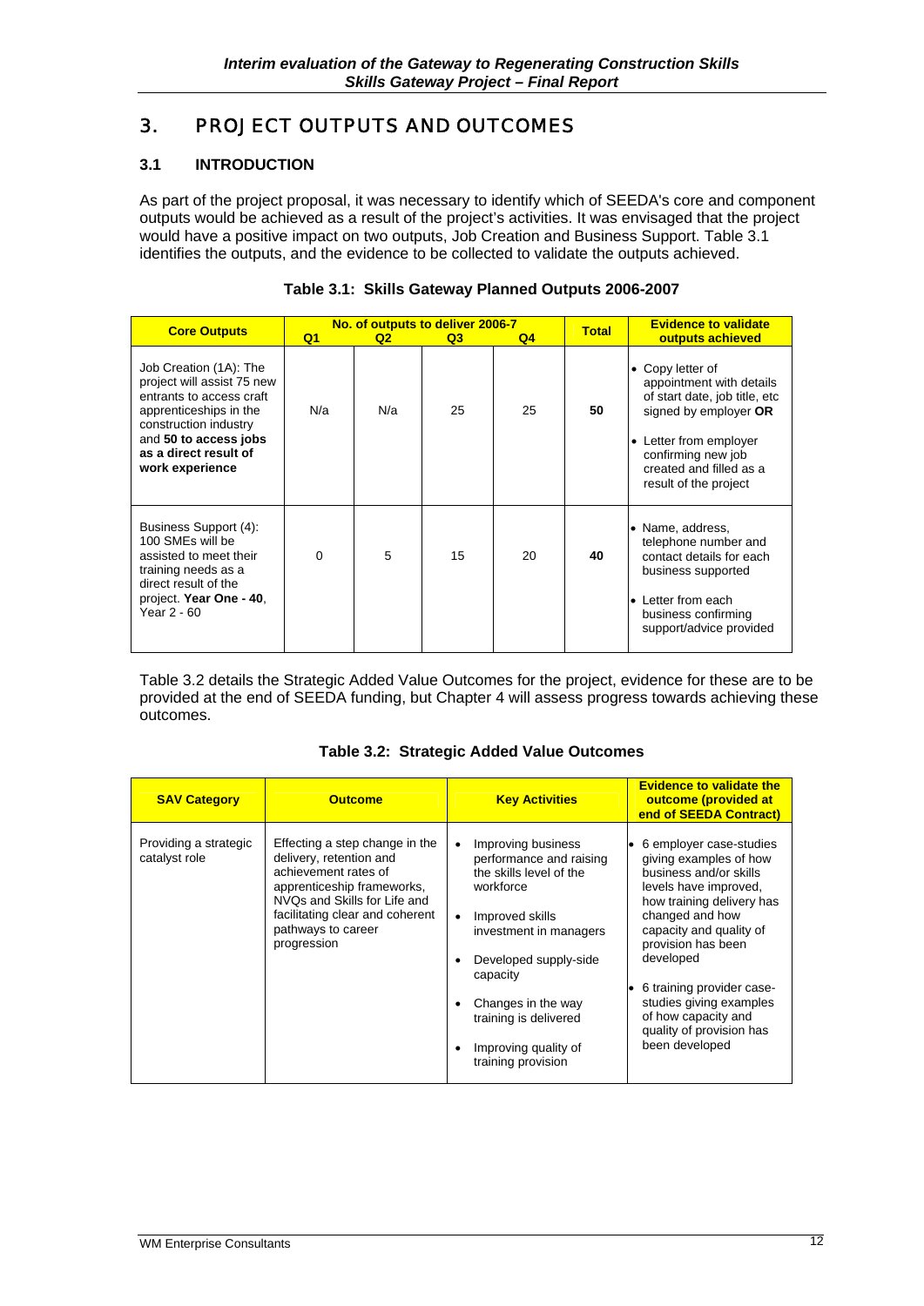## 3. PROJECT OUTPUTS AND OUTCOMES

### 3.1 INTRODUCTION

As part of the project proposal, it was necessary to identify which of SEEDA's core and component outputs would be achieved as a result of the project's activities. It was envisaged that the project would have a positive impact on two outputs, Job Creation and Business Support. Table 3.1 identifies the outputs, and the evidence to be collected to validate the outputs achieved.

**Table 3.1: Skills Gateway Planned Outputs 2006-2007**

| Core Outputs | No. of outputs to deliver 2006-7 | | | | Total | Evidence to validate outputs achieved |
|---|---|---|---|---|---|---|
| | Q1 | Q2 | Q3 | Q4 | | |
| Job Creation (1A): The project will assist 75 new entrants to access craft apprenticeships in the construction industry and **50 to access jobs as a direct result of work experience** | N/a | N/a | 25 | 25 | **50** | • Copy letter of appointment with details of start date, job title, etc signed by employer **OR**<br>• Letter from employer confirming new job created and filled as a result of the project |
| Business Support (4): 100 SMEs will be assisted to meet their training needs as a direct result of the project. **Year One - 40**, Year 2 - 60 | 0 | 5 | 15 | 20 | **40** | • Name, address, telephone number and contact details for each business supported<br>• Letter from each business confirming support/advice provided |

Table 3.2 details the Strategic Added Value Outcomes for the project, evidence for these are to be provided at the end of SEEDA funding, but Chapter 4 will assess progress towards achieving these outcomes.

**Table 3.2: Strategic Added Value Outcomes**

| SAV Category | Outcome | Key Activities | Evidence to validate the outcome (provided at end of SEEDA Contract) |
|---|---|---|---|
| Providing a strategic catalyst role | Effecting a step change in the delivery, retention and achievement rates of apprenticeship frameworks, NVQs and Skills for Life and facilitating clear and coherent pathways to career progression | • Improving business performance and raising the skills level of the workforce<br>• Improved skills investment in managers<br>• Developed supply-side capacity<br>• Changes in the way training is delivered<br>• Improving quality of training provision | • 6 employer case-studies giving examples of how business and/or skills levels have improved, how training delivery has changed and how capacity and quality of provision has been developed<br>• 6 training provider case-studies giving examples of how capacity and quality of provision has been developed |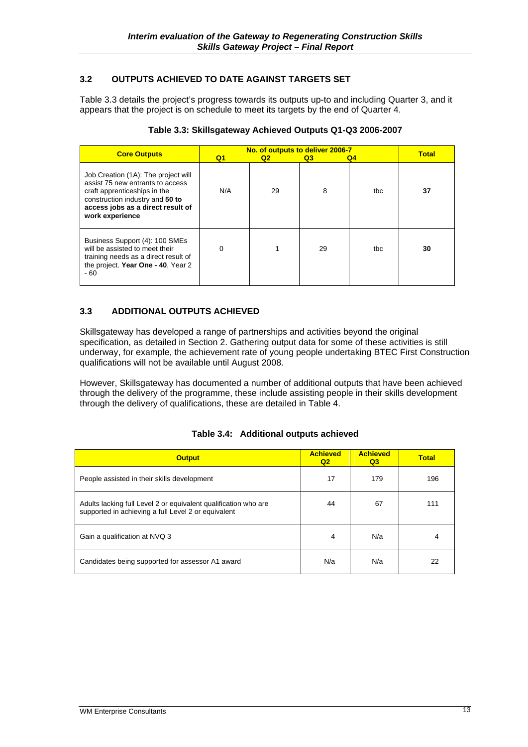## 3.2 OUTPUTS ACHIEVED TO DATE AGAINST TARGETS SET

Table 3.3 details the project's progress towards its outputs up-to and including Quarter 3, and it appears that the project is on schedule to meet its targets by the end of Quarter 4.

**Table 3.3: Skillsgateway Achieved Outputs Q1-Q3 2006-2007**

| Core Outputs | No. of outputs to deliver 2006-7 | | | | Total |
|---|---|---|---|---|---|
| | Q1 | Q2 | Q3 | Q4 | |
| Job Creation (1A): The project will assist 75 new entrants to access craft apprenticeships in the construction industry and **50 to access jobs as a direct result of work experience** | N/A | 29 | 8 | tbc | **37** |
| Business Support (4): 100 SMEs will be assisted to meet their training needs as a direct result of the project. **Year One - 40**, Year 2 - 60 | 0 | 1 | 29 | tbc | **30** |

## 3.3 ADDITIONAL OUTPUTS ACHIEVED

Skillsgateway has developed a range of partnerships and activities beyond the original specification, as detailed in Section 2. Gathering output data for some of these activities is still underway, for example, the achievement rate of young people undertaking BTEC First Construction qualifications will not be available until August 2008.

However, Skillsgateway has documented a number of additional outputs that have been achieved through the delivery of the programme, these include assisting people in their skills development through the delivery of qualifications, these are detailed in Table 4.

**Table 3.4: Additional outputs achieved**

| Output | Achieved Q2 | Achieved Q3 | Total |
|---|---|---|---|
| People assisted in their skills development | 17 | 179 | 196 |
| Adults lacking full Level 2 or equivalent qualification who are supported in achieving a full Level 2 or equivalent | 44 | 67 | 111 |
| Gain a qualification at NVQ 3 | 4 | N/a | 4 |
| Candidates being supported for assessor A1 award | N/a | N/a | 22 |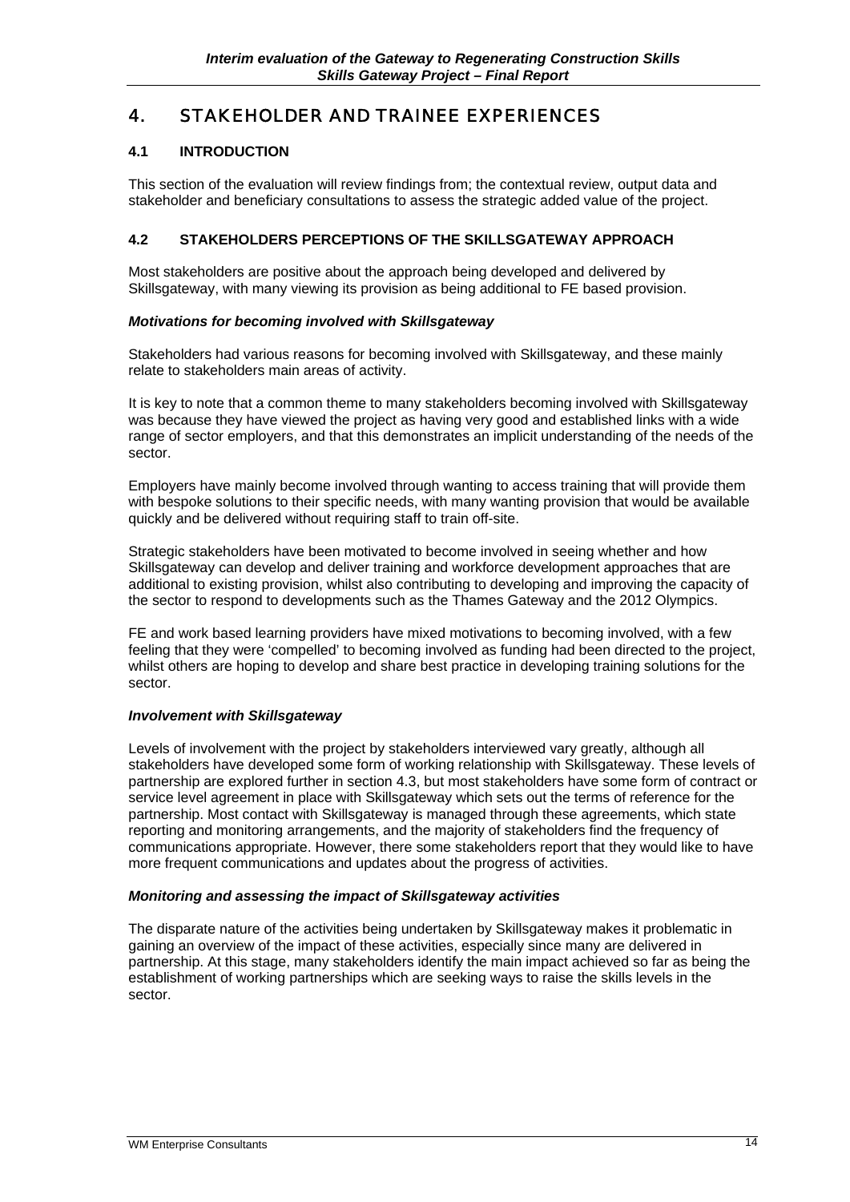# 4. STAKEHOLDER AND TRAINEE EXPERIENCES

## 4.1 INTRODUCTION

This section of the evaluation will review findings from; the contextual review, output data and stakeholder and beneficiary consultations to assess the strategic added value of the project.

## 4.2 STAKEHOLDERS PERCEPTIONS OF THE SKILLSGATEWAY APPROACH

Most stakeholders are positive about the approach being developed and delivered by Skillsgateway, with many viewing its provision as being additional to FE based provision.

***Motivations for becoming involved with Skillsgateway***

Stakeholders had various reasons for becoming involved with Skillsgateway, and these mainly relate to stakeholders main areas of activity.

It is key to note that a common theme to many stakeholders becoming involved with Skillsgateway was because they have viewed the project as having very good and established links with a wide range of sector employers, and that this demonstrates an implicit understanding of the needs of the sector.

Employers have mainly become involved through wanting to access training that will provide them with bespoke solutions to their specific needs, with many wanting provision that would be available quickly and be delivered without requiring staff to train off-site.

Strategic stakeholders have been motivated to become involved in seeing whether and how Skillsgateway can develop and deliver training and workforce development approaches that are additional to existing provision, whilst also contributing to developing and improving the capacity of the sector to respond to developments such as the Thames Gateway and the 2012 Olympics.

FE and work based learning providers have mixed motivations to becoming involved, with a few feeling that they were 'compelled' to becoming involved as funding had been directed to the project, whilst others are hoping to develop and share best practice in developing training solutions for the sector.

***Involvement with Skillsgateway***

Levels of involvement with the project by stakeholders interviewed vary greatly, although all stakeholders have developed some form of working relationship with Skillsgateway. These levels of partnership are explored further in section 4.3, but most stakeholders have some form of contract or service level agreement in place with Skillsgateway which sets out the terms of reference for the partnership. Most contact with Skillsgateway is managed through these agreements, which state reporting and monitoring arrangements, and the majority of stakeholders find the frequency of communications appropriate. However, there some stakeholders report that they would like to have more frequent communications and updates about the progress of activities.

***Monitoring and assessing the impact of Skillsgateway activities***

The disparate nature of the activities being undertaken by Skillsgateway makes it problematic in gaining an overview of the impact of these activities, especially since many are delivered in partnership. At this stage, many stakeholders identify the main impact achieved so far as being the establishment of working partnerships which are seeking ways to raise the skills levels in the sector.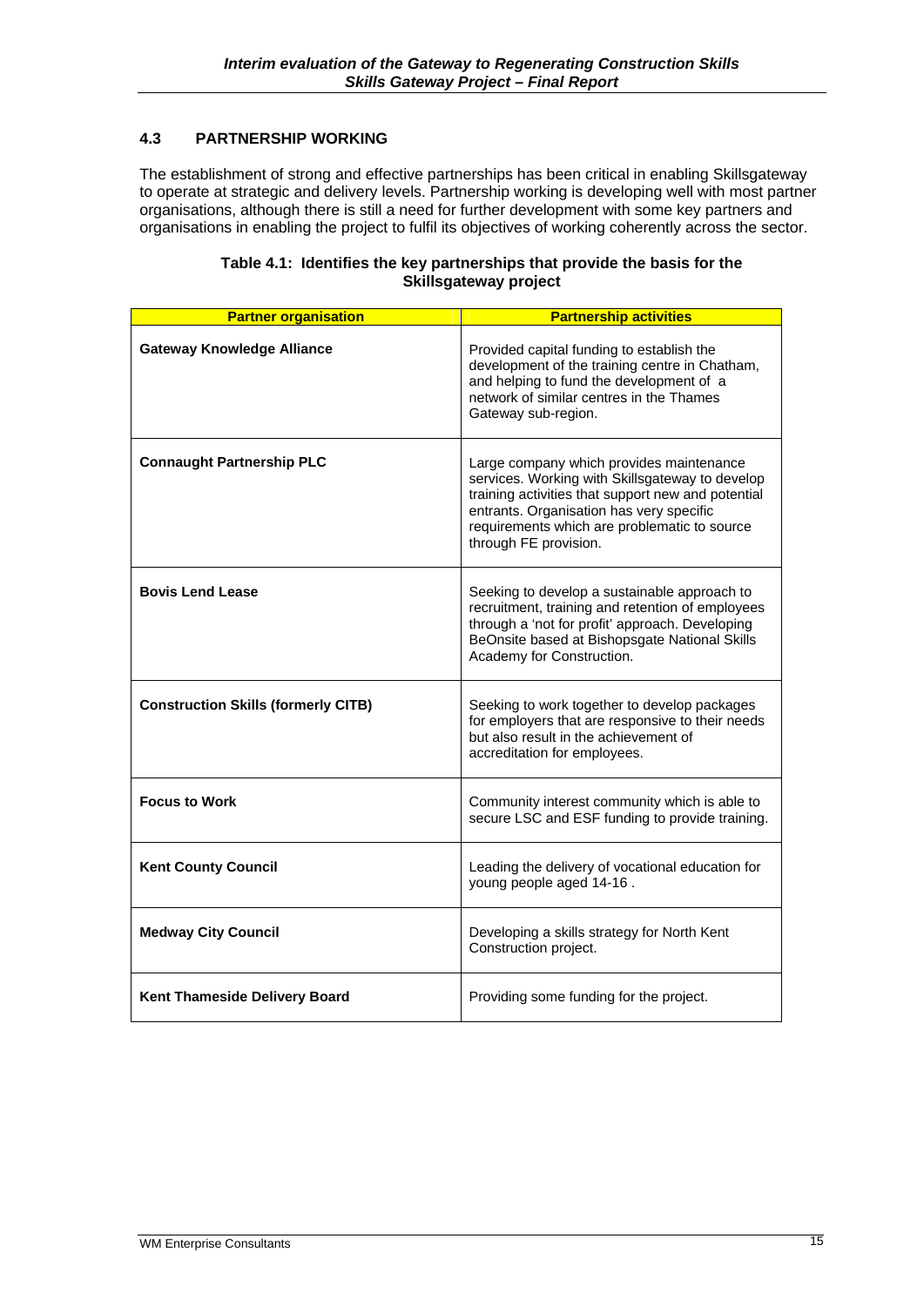### 4.3 PARTNERSHIP WORKING

The establishment of strong and effective partnerships has been critical in enabling Skillsgateway to operate at strategic and delivery levels. Partnership working is developing well with most partner organisations, although there is still a need for further development with some key partners and organisations in enabling the project to fulfil its objectives of working coherently across the sector.

**Table 4.1: Identifies the key partnerships that provide the basis for the Skillsgateway project**

| Partner organisation | Partnership activities |
|---|---|
| **Gateway Knowledge Alliance** | Provided capital funding to establish the development of the training centre in Chatham, and helping to fund the development of a network of similar centres in the Thames Gateway sub-region. |
| **Connaught Partnership PLC** | Large company which provides maintenance services. Working with Skillsgateway to develop training activities that support new and potential entrants. Organisation has very specific requirements which are problematic to source through FE provision. |
| **Bovis Lend Lease** | Seeking to develop a sustainable approach to recruitment, training and retention of employees through a 'not for profit' approach. Developing BeOnsite based at Bishopsgate National Skills Academy for Construction. |
| **Construction Skills (formerly CITB)** | Seeking to work together to develop packages for employers that are responsive to their needs but also result in the achievement of accreditation for employees. |
| **Focus to Work** | Community interest community which is able to secure LSC and ESF funding to provide training. |
| **Kent County Council** | Leading the delivery of vocational education for young people aged 14-16 . |
| **Medway City Council** | Developing a skills strategy for North Kent Construction project. |
| **Kent Thameside Delivery Board** | Providing some funding for the project. |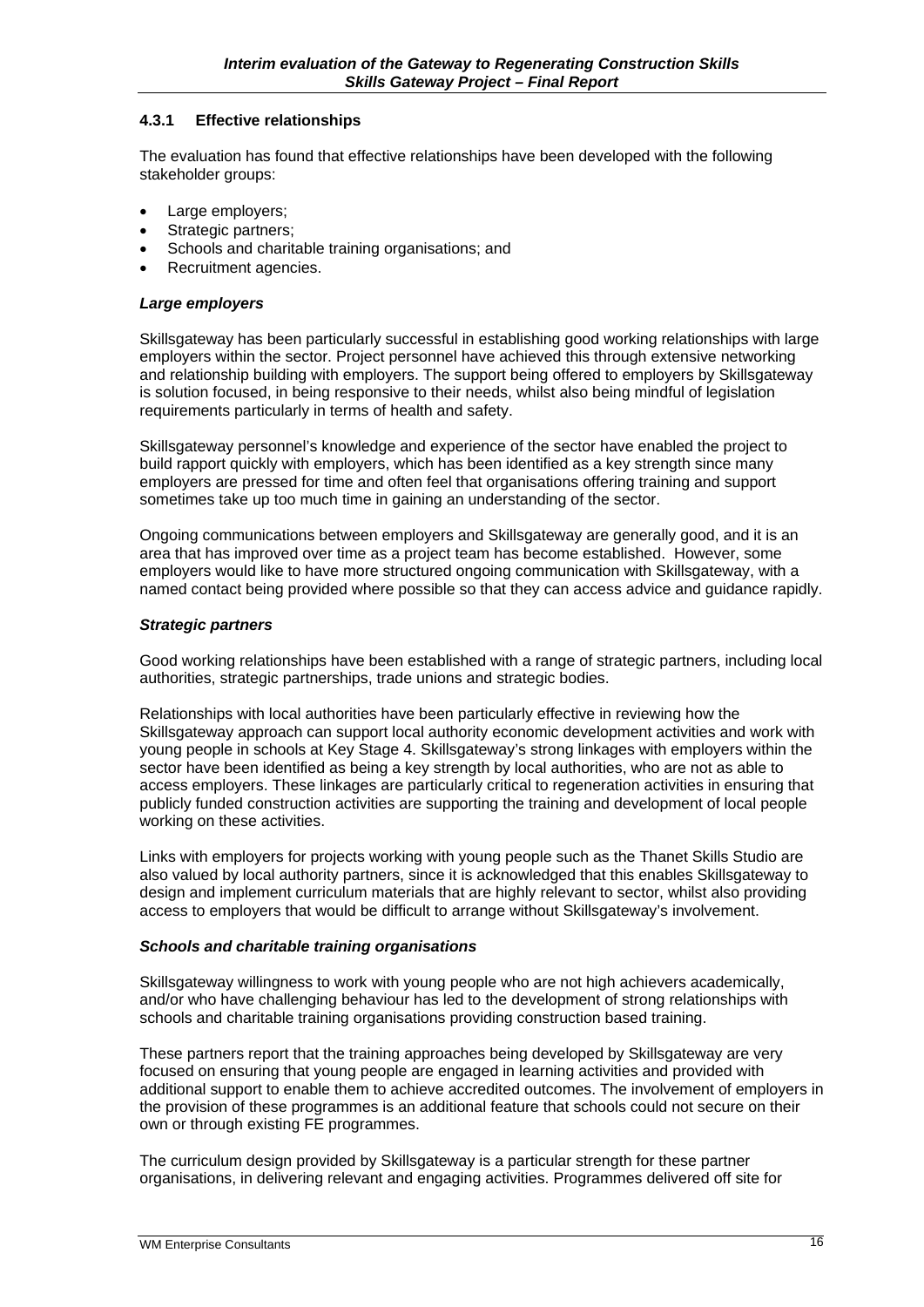#### 4.3.1 Effective relationships

The evaluation has found that effective relationships have been developed with the following stakeholder groups:

- Large employers;
- Strategic partners;
- Schools and charitable training organisations; and
- Recruitment agencies.

***Large employers***

Skillsgateway has been particularly successful in establishing good working relationships with large employers within the sector. Project personnel have achieved this through extensive networking and relationship building with employers. The support being offered to employers by Skillsgateway is solution focused, in being responsive to their needs, whilst also being mindful of legislation requirements particularly in terms of health and safety.

Skillsgateway personnel's knowledge and experience of the sector have enabled the project to build rapport quickly with employers, which has been identified as a key strength since many employers are pressed for time and often feel that organisations offering training and support sometimes take up too much time in gaining an understanding of the sector.

Ongoing communications between employers and Skillsgateway are generally good, and it is an area that has improved over time as a project team has become established. However, some employers would like to have more structured ongoing communication with Skillsgateway, with a named contact being provided where possible so that they can access advice and guidance rapidly.

***Strategic partners***

Good working relationships have been established with a range of strategic partners, including local authorities, strategic partnerships, trade unions and strategic bodies.

Relationships with local authorities have been particularly effective in reviewing how the Skillsgateway approach can support local authority economic development activities and work with young people in schools at Key Stage 4. Skillsgateway's strong linkages with employers within the sector have been identified as being a key strength by local authorities, who are not as able to access employers. These linkages are particularly critical to regeneration activities in ensuring that publicly funded construction activities are supporting the training and development of local people working on these activities.

Links with employers for projects working with young people such as the Thanet Skills Studio are also valued by local authority partners, since it is acknowledged that this enables Skillsgateway to design and implement curriculum materials that are highly relevant to sector, whilst also providing access to employers that would be difficult to arrange without Skillsgateway's involvement.

***Schools and charitable training organisations***

Skillsgateway willingness to work with young people who are not high achievers academically, and/or who have challenging behaviour has led to the development of strong relationships with schools and charitable training organisations providing construction based training.

These partners report that the training approaches being developed by Skillsgateway are very focused on ensuring that young people are engaged in learning activities and provided with additional support to enable them to achieve accredited outcomes. The involvement of employers in the provision of these programmes is an additional feature that schools could not secure on their own or through existing FE programmes.

The curriculum design provided by Skillsgateway is a particular strength for these partner organisations, in delivering relevant and engaging activities. Programmes delivered off site for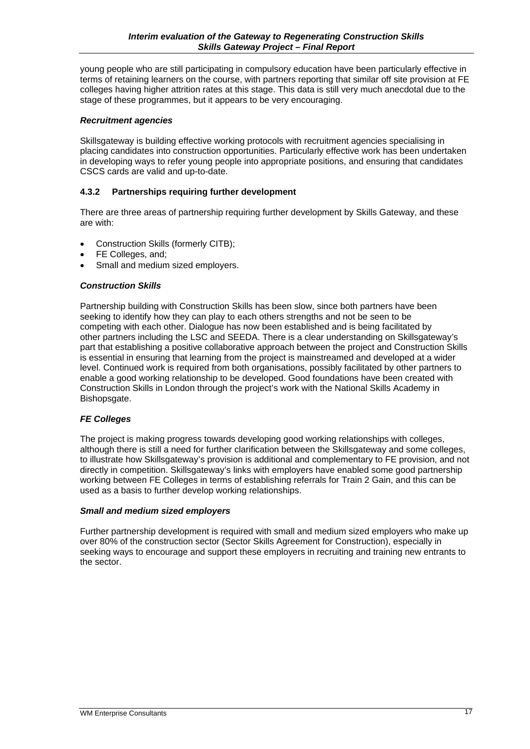young people who are still participating in compulsory education have been particularly effective in terms of retaining learners on the course, with partners reporting that similar off site provision at FE colleges having higher attrition rates at this stage. This data is still very much anecdotal due to the stage of these programmes, but it appears to be very encouraging.

#### *Recruitment agencies*

Skillsgateway is building effective working protocols with recruitment agencies specialising in placing candidates into construction opportunities. Particularly effective work has been undertaken in developing ways to refer young people into appropriate positions, and ensuring that candidates CSCS cards are valid and up-to-date.

### 4.3.2 Partnerships requiring further development

There are three areas of partnership requiring further development by Skills Gateway, and these are with:

- Construction Skills (formerly CITB);
- FE Colleges, and;
- Small and medium sized employers.

#### *Construction Skills*

Partnership building with Construction Skills has been slow, since both partners have been seeking to identify how they can play to each others strengths and not be seen to be competing with each other. Dialogue has now been established and is being facilitated by other partners including the LSC and SEEDA. There is a clear understanding on Skillsgateway's part that establishing a positive collaborative approach between the project and Construction Skills is essential in ensuring that learning from the project is mainstreamed and developed at a wider level. Continued work is required from both organisations, possibly facilitated by other partners to enable a good working relationship to be developed. Good foundations have been created with Construction Skills in London through the project's work with the National Skills Academy in Bishopsgate.

#### *FE Colleges*

The project is making progress towards developing good working relationships with colleges, although there is still a need for further clarification between the Skillsgateway and some colleges, to illustrate how Skillsgateway's provision is additional and complementary to FE provision, and not directly in competition. Skillsgateway's links with employers have enabled some good partnership working between FE Colleges in terms of establishing referrals for Train 2 Gain, and this can be used as a basis to further develop working relationships.

#### *Small and medium sized employers*

Further partnership development is required with small and medium sized employers who make up over 80% of the construction sector (Sector Skills Agreement for Construction), especially in seeking ways to encourage and support these employers in recruiting and training new entrants to the sector.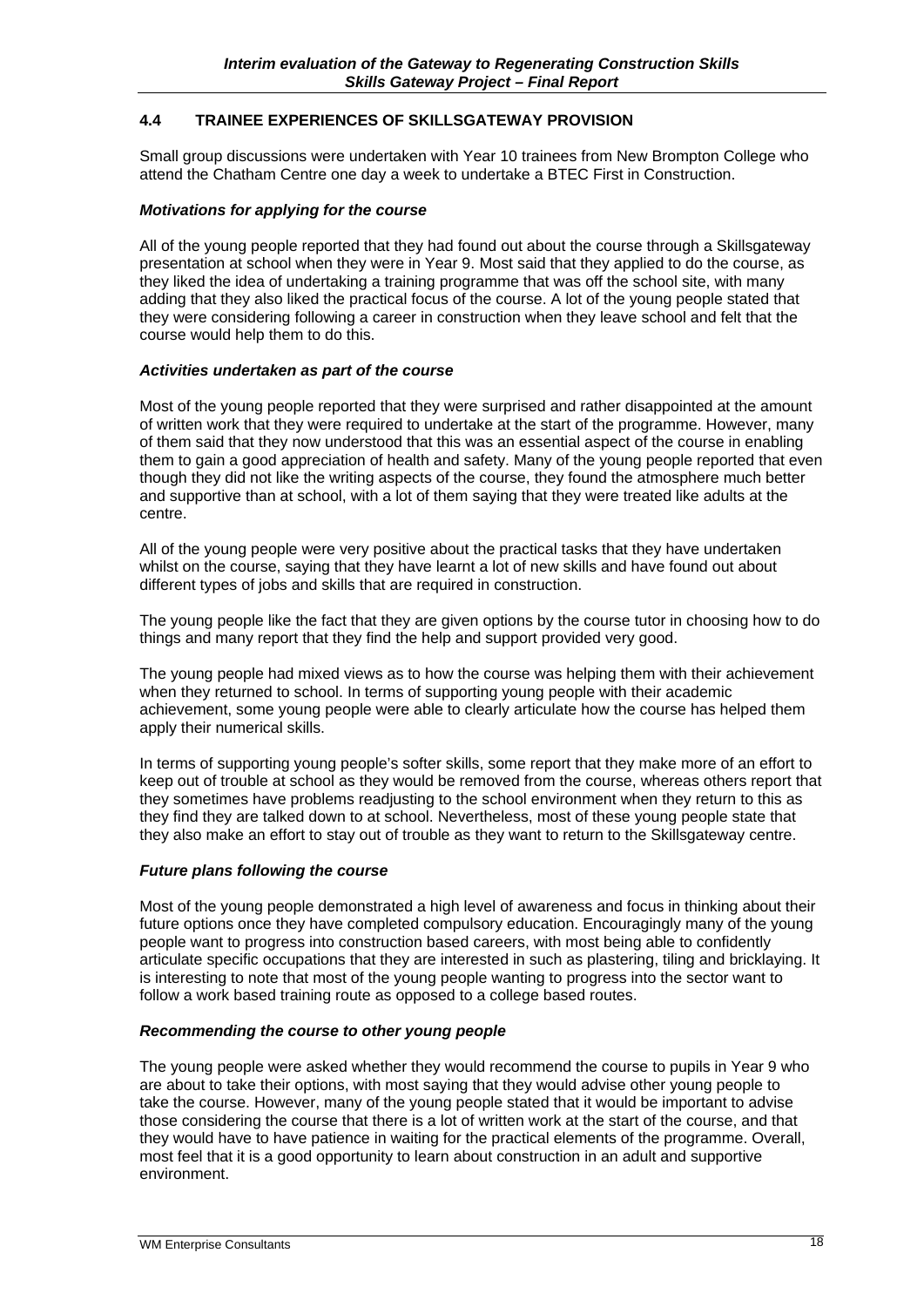## 4.4 TRAINEE EXPERIENCES OF SKILLSGATEWAY PROVISION

Small group discussions were undertaken with Year 10 trainees from New Brompton College who attend the Chatham Centre one day a week to undertake a BTEC First in Construction.

### *Motivations for applying for the course*

All of the young people reported that they had found out about the course through a Skillsgateway presentation at school when they were in Year 9. Most said that they applied to do the course, as they liked the idea of undertaking a training programme that was off the school site, with many adding that they also liked the practical focus of the course. A lot of the young people stated that they were considering following a career in construction when they leave school and felt that the course would help them to do this.

### *Activities undertaken as part of the course*

Most of the young people reported that they were surprised and rather disappointed at the amount of written work that they were required to undertake at the start of the programme. However, many of them said that they now understood that this was an essential aspect of the course in enabling them to gain a good appreciation of health and safety. Many of the young people reported that even though they did not like the writing aspects of the course, they found the atmosphere much better and supportive than at school, with a lot of them saying that they were treated like adults at the centre.

All of the young people were very positive about the practical tasks that they have undertaken whilst on the course, saying that they have learnt a lot of new skills and have found out about different types of jobs and skills that are required in construction.

The young people like the fact that they are given options by the course tutor in choosing how to do things and many report that they find the help and support provided very good.

The young people had mixed views as to how the course was helping them with their achievement when they returned to school. In terms of supporting young people with their academic achievement, some young people were able to clearly articulate how the course has helped them apply their numerical skills.

In terms of supporting young people's softer skills, some report that they make more of an effort to keep out of trouble at school as they would be removed from the course, whereas others report that they sometimes have problems readjusting to the school environment when they return to this as they find they are talked down to at school. Nevertheless, most of these young people state that they also make an effort to stay out of trouble as they want to return to the Skillsgateway centre.

### *Future plans following the course*

Most of the young people demonstrated a high level of awareness and focus in thinking about their future options once they have completed compulsory education. Encouragingly many of the young people want to progress into construction based careers, with most being able to confidently articulate specific occupations that they are interested in such as plastering, tiling and bricklaying. It is interesting to note that most of the young people wanting to progress into the sector want to follow a work based training route as opposed to a college based routes.

### *Recommending the course to other young people*

The young people were asked whether they would recommend the course to pupils in Year 9 who are about to take their options, with most saying that they would advise other young people to take the course. However, many of the young people stated that it would be important to advise those considering the course that there is a lot of written work at the start of the course, and that they would have to have patience in waiting for the practical elements of the programme. Overall, most feel that it is a good opportunity to learn about construction in an adult and supportive environment.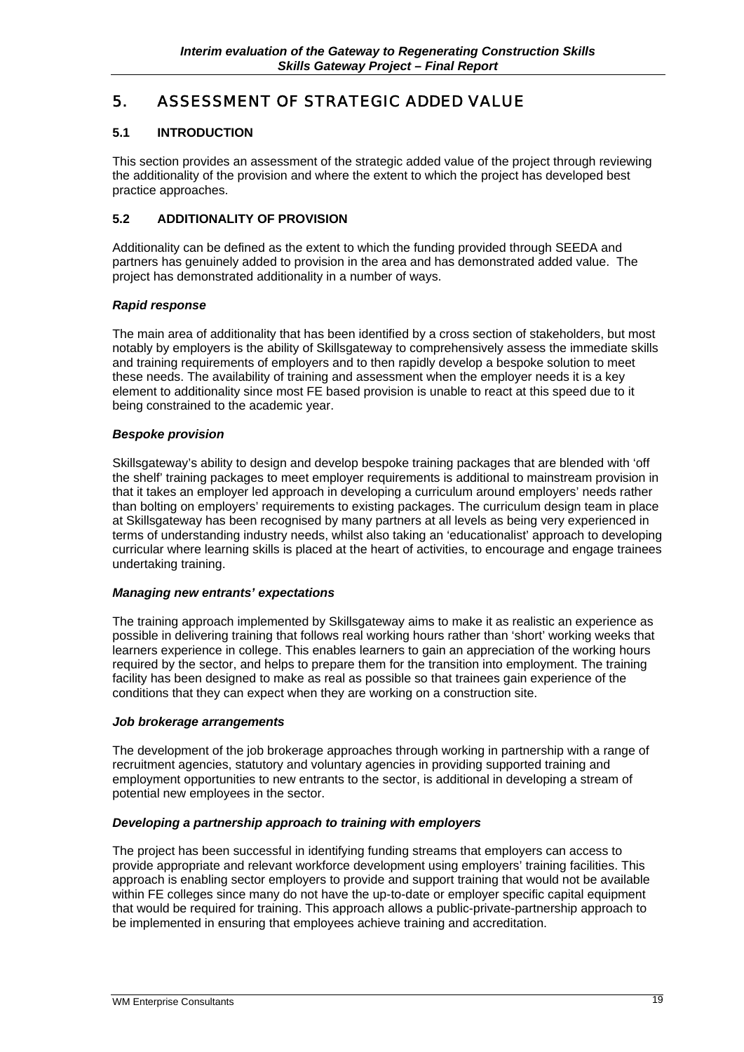# 5. ASSESSMENT OF STRATEGIC ADDED VALUE

## 5.1 INTRODUCTION

This section provides an assessment of the strategic added value of the project through reviewing the additionality of the provision and where the extent to which the project has developed best practice approaches.

## 5.2 ADDITIONALITY OF PROVISION

Additionality can be defined as the extent to which the funding provided through SEEDA and partners has genuinely added to provision in the area and has demonstrated added value. The project has demonstrated additionality in a number of ways.

### *Rapid response*

The main area of additionality that has been identified by a cross section of stakeholders, but most notably by employers is the ability of Skillsgateway to comprehensively assess the immediate skills and training requirements of employers and to then rapidly develop a bespoke solution to meet these needs. The availability of training and assessment when the employer needs it is a key element to additionality since most FE based provision is unable to react at this speed due to it being constrained to the academic year.

### *Bespoke provision*

Skillsgateway's ability to design and develop bespoke training packages that are blended with 'off the shelf' training packages to meet employer requirements is additional to mainstream provision in that it takes an employer led approach in developing a curriculum around employers' needs rather than bolting on employers' requirements to existing packages. The curriculum design team in place at Skillsgateway has been recognised by many partners at all levels as being very experienced in terms of understanding industry needs, whilst also taking an 'educationalist' approach to developing curricular where learning skills is placed at the heart of activities, to encourage and engage trainees undertaking training.

### *Managing new entrants' expectations*

The training approach implemented by Skillsgateway aims to make it as realistic an experience as possible in delivering training that follows real working hours rather than 'short' working weeks that learners experience in college. This enables learners to gain an appreciation of the working hours required by the sector, and helps to prepare them for the transition into employment. The training facility has been designed to make as real as possible so that trainees gain experience of the conditions that they can expect when they are working on a construction site.

### *Job brokerage arrangements*

The development of the job brokerage approaches through working in partnership with a range of recruitment agencies, statutory and voluntary agencies in providing supported training and employment opportunities to new entrants to the sector, is additional in developing a stream of potential new employees in the sector.

### *Developing a partnership approach to training with employers*

The project has been successful in identifying funding streams that employers can access to provide appropriate and relevant workforce development using employers' training facilities. This approach is enabling sector employers to provide and support training that would not be available within FE colleges since many do not have the up-to-date or employer specific capital equipment that would be required for training. This approach allows a public-private-partnership approach to be implemented in ensuring that employees achieve training and accreditation.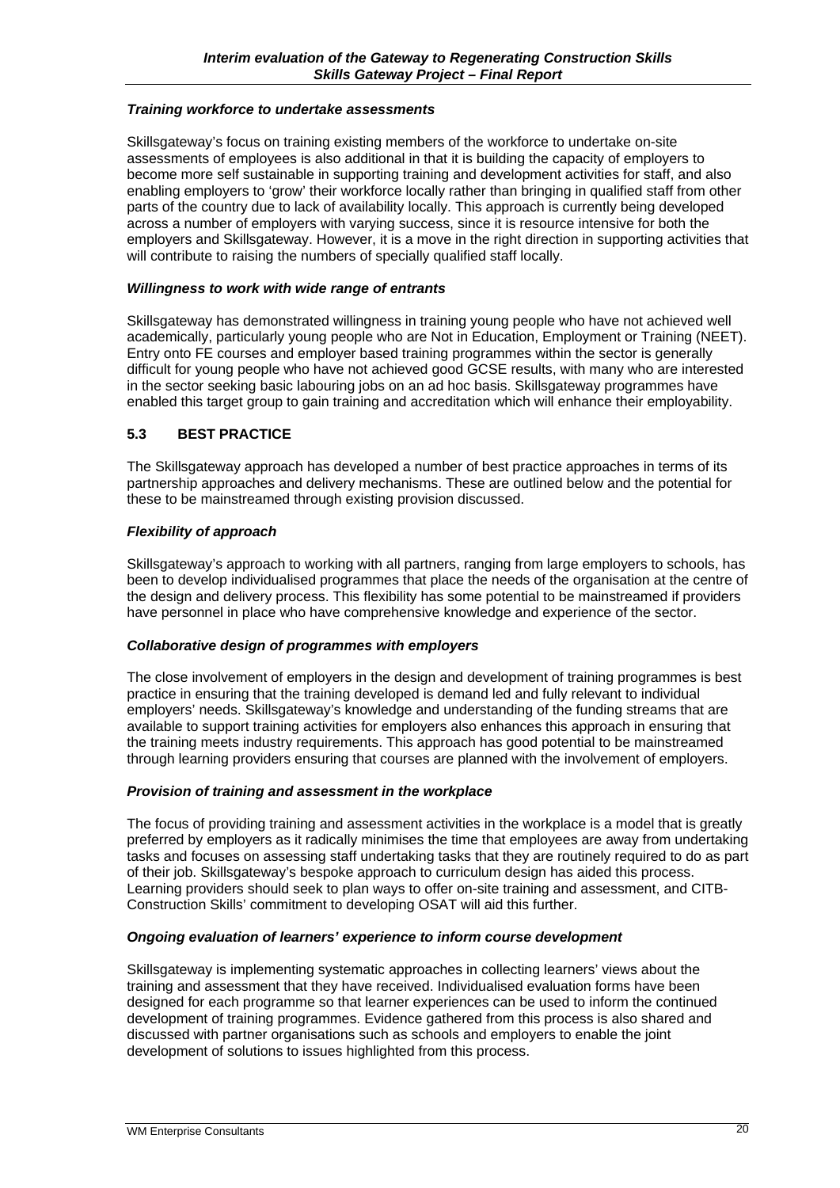### *Training workforce to undertake assessments*

Skillsgateway's focus on training existing members of the workforce to undertake on-site assessments of employees is also additional in that it is building the capacity of employers to become more self sustainable in supporting training and development activities for staff, and also enabling employers to 'grow' their workforce locally rather than bringing in qualified staff from other parts of the country due to lack of availability locally. This approach is currently being developed across a number of employers with varying success, since it is resource intensive for both the employers and Skillsgateway. However, it is a move in the right direction in supporting activities that will contribute to raising the numbers of specially qualified staff locally.

### *Willingness to work with wide range of entrants*

Skillsgateway has demonstrated willingness in training young people who have not achieved well academically, particularly young people who are Not in Education, Employment or Training (NEET). Entry onto FE courses and employer based training programmes within the sector is generally difficult for young people who have not achieved good GCSE results, with many who are interested in the sector seeking basic labouring jobs on an ad hoc basis. Skillsgateway programmes have enabled this target group to gain training and accreditation which will enhance their employability.

## 5.3 BEST PRACTICE

The Skillsgateway approach has developed a number of best practice approaches in terms of its partnership approaches and delivery mechanisms. These are outlined below and the potential for these to be mainstreamed through existing provision discussed.

### *Flexibility of approach*

Skillsgateway's approach to working with all partners, ranging from large employers to schools, has been to develop individualised programmes that place the needs of the organisation at the centre of the design and delivery process. This flexibility has some potential to be mainstreamed if providers have personnel in place who have comprehensive knowledge and experience of the sector.

### *Collaborative design of programmes with employers*

The close involvement of employers in the design and development of training programmes is best practice in ensuring that the training developed is demand led and fully relevant to individual employers' needs. Skillsgateway's knowledge and understanding of the funding streams that are available to support training activities for employers also enhances this approach in ensuring that the training meets industry requirements. This approach has good potential to be mainstreamed through learning providers ensuring that courses are planned with the involvement of employers.

### *Provision of training and assessment in the workplace*

The focus of providing training and assessment activities in the workplace is a model that is greatly preferred by employers as it radically minimises the time that employees are away from undertaking tasks and focuses on assessing staff undertaking tasks that they are routinely required to do as part of their job. Skillsgateway's bespoke approach to curriculum design has aided this process. Learning providers should seek to plan ways to offer on-site training and assessment, and CITB-Construction Skills' commitment to developing OSAT will aid this further.

### *Ongoing evaluation of learners' experience to inform course development*

Skillsgateway is implementing systematic approaches in collecting learners' views about the training and assessment that they have received. Individualised evaluation forms have been designed for each programme so that learner experiences can be used to inform the continued development of training programmes. Evidence gathered from this process is also shared and discussed with partner organisations such as schools and employers to enable the joint development of solutions to issues highlighted from this process.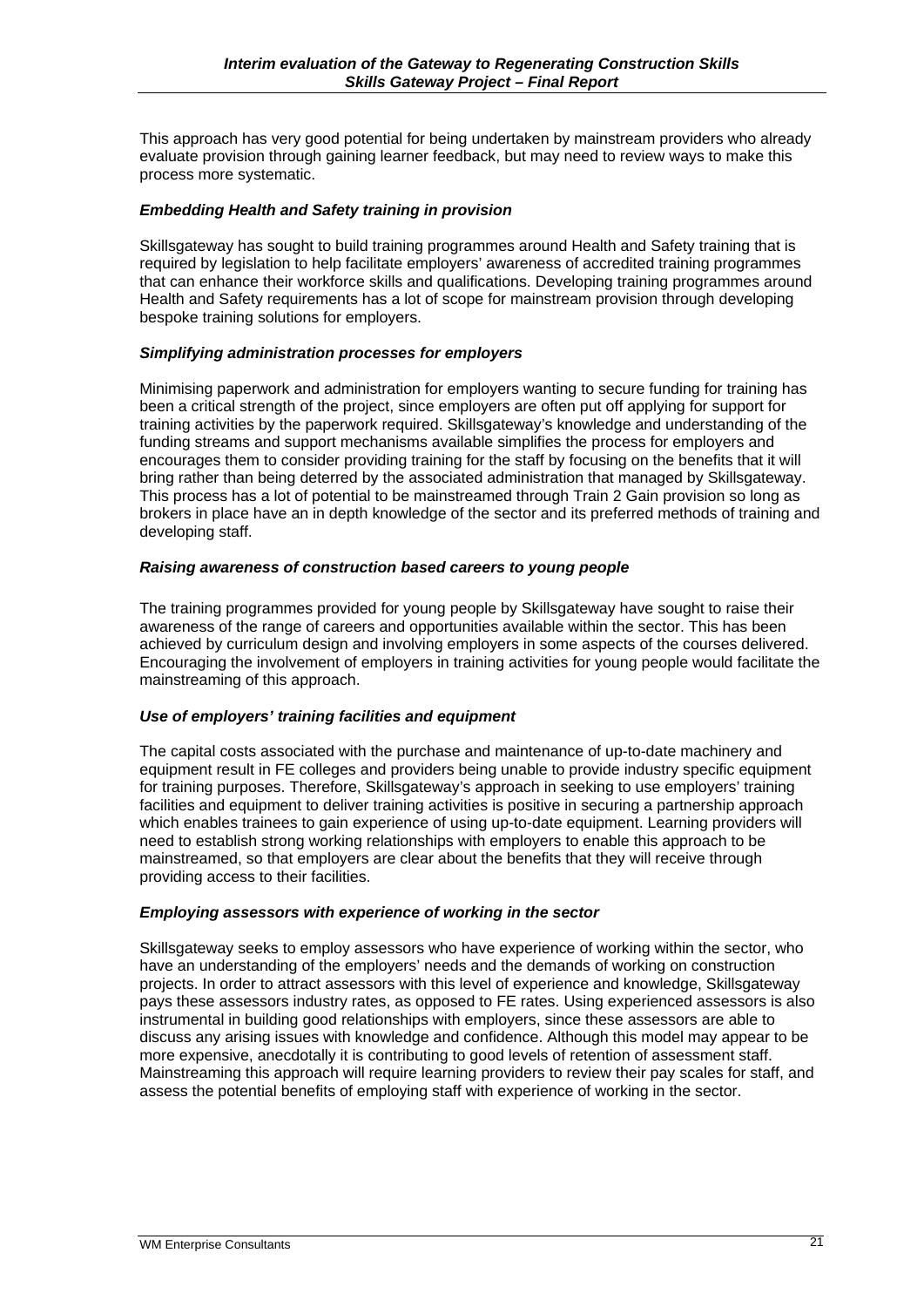This approach has very good potential for being undertaken by mainstream providers who already evaluate provision through gaining learner feedback, but may need to review ways to make this process more systematic.

### *Embedding Health and Safety training in provision*

Skillsgateway has sought to build training programmes around Health and Safety training that is required by legislation to help facilitate employers' awareness of accredited training programmes that can enhance their workforce skills and qualifications. Developing training programmes around Health and Safety requirements has a lot of scope for mainstream provision through developing bespoke training solutions for employers.

### *Simplifying administration processes for employers*

Minimising paperwork and administration for employers wanting to secure funding for training has been a critical strength of the project, since employers are often put off applying for support for training activities by the paperwork required. Skillsgateway's knowledge and understanding of the funding streams and support mechanisms available simplifies the process for employers and encourages them to consider providing training for the staff by focusing on the benefits that it will bring rather than being deterred by the associated administration that managed by Skillsgateway. This process has a lot of potential to be mainstreamed through Train 2 Gain provision so long as brokers in place have an in depth knowledge of the sector and its preferred methods of training and developing staff.

### *Raising awareness of construction based careers to young people*

The training programmes provided for young people by Skillsgateway have sought to raise their awareness of the range of careers and opportunities available within the sector. This has been achieved by curriculum design and involving employers in some aspects of the courses delivered. Encouraging the involvement of employers in training activities for young people would facilitate the mainstreaming of this approach.

### *Use of employers' training facilities and equipment*

The capital costs associated with the purchase and maintenance of up-to-date machinery and equipment result in FE colleges and providers being unable to provide industry specific equipment for training purposes. Therefore, Skillsgateway's approach in seeking to use employers' training facilities and equipment to deliver training activities is positive in securing a partnership approach which enables trainees to gain experience of using up-to-date equipment. Learning providers will need to establish strong working relationships with employers to enable this approach to be mainstreamed, so that employers are clear about the benefits that they will receive through providing access to their facilities.

### *Employing assessors with experience of working in the sector*

Skillsgateway seeks to employ assessors who have experience of working within the sector, who have an understanding of the employers' needs and the demands of working on construction projects. In order to attract assessors with this level of experience and knowledge, Skillsgateway pays these assessors industry rates, as opposed to FE rates. Using experienced assessors is also instrumental in building good relationships with employers, since these assessors are able to discuss any arising issues with knowledge and confidence. Although this model may appear to be more expensive, anecdotally it is contributing to good levels of retention of assessment staff. Mainstreaming this approach will require learning providers to review their pay scales for staff, and assess the potential benefits of employing staff with experience of working in the sector.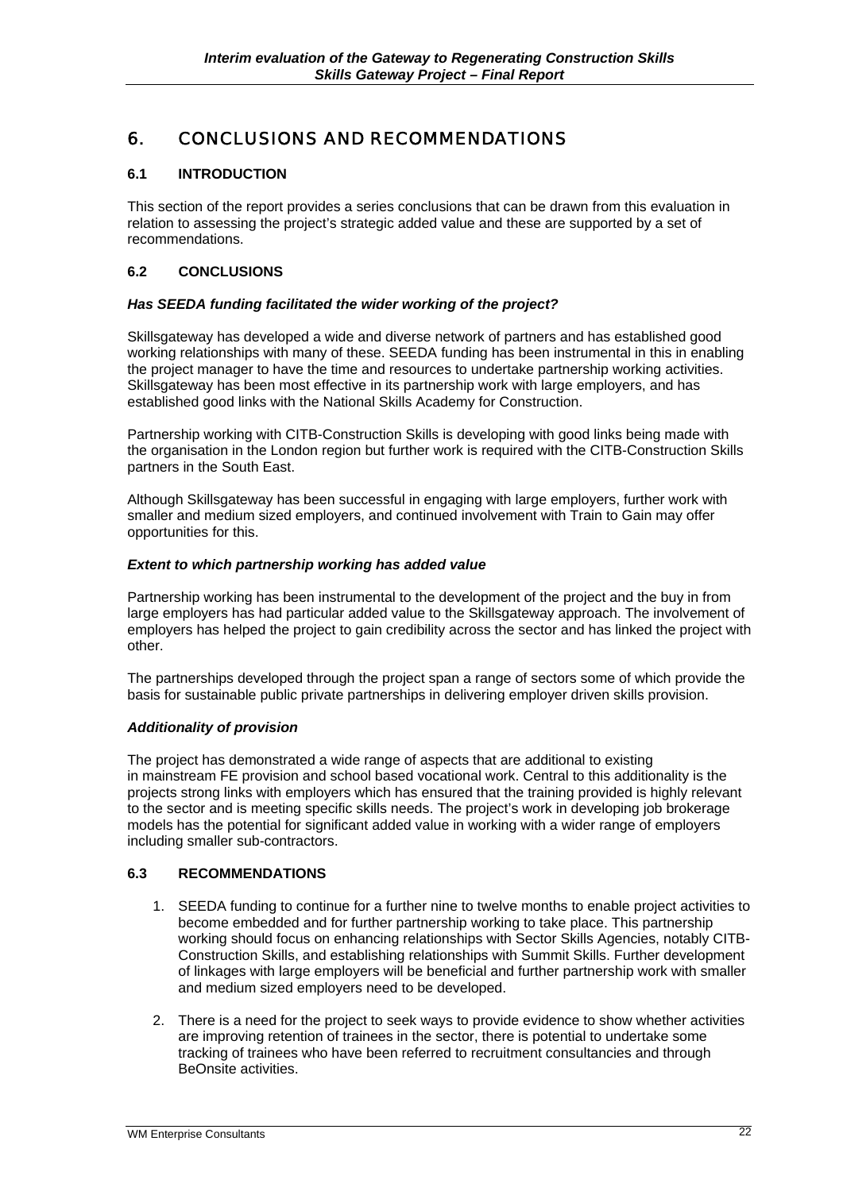# 6. CONCLUSIONS AND RECOMMENDATIONS

## 6.1 INTRODUCTION

This section of the report provides a series conclusions that can be drawn from this evaluation in relation to assessing the project's strategic added value and these are supported by a set of recommendations.

## 6.2 CONCLUSIONS

### *Has SEEDA funding facilitated the wider working of the project?*

Skillsgateway has developed a wide and diverse network of partners and has established good working relationships with many of these. SEEDA funding has been instrumental in this in enabling the project manager to have the time and resources to undertake partnership working activities. Skillsgateway has been most effective in its partnership work with large employers, and has established good links with the National Skills Academy for Construction.

Partnership working with CITB-Construction Skills is developing with good links being made with the organisation in the London region but further work is required with the CITB-Construction Skills partners in the South East.

Although Skillsgateway has been successful in engaging with large employers, further work with smaller and medium sized employers, and continued involvement with Train to Gain may offer opportunities for this.

### *Extent to which partnership working has added value*

Partnership working has been instrumental to the development of the project and the buy in from large employers has had particular added value to the Skillsgateway approach. The involvement of employers has helped the project to gain credibility across the sector and has linked the project with other.

The partnerships developed through the project span a range of sectors some of which provide the basis for sustainable public private partnerships in delivering employer driven skills provision.

### *Additionality of provision*

The project has demonstrated a wide range of aspects that are additional to existing in mainstream FE provision and school based vocational work. Central to this additionality is the projects strong links with employers which has ensured that the training provided is highly relevant to the sector and is meeting specific skills needs. The project's work in developing job brokerage models has the potential for significant added value in working with a wider range of employers including smaller sub-contractors.

## 6.3 RECOMMENDATIONS

1. SEEDA funding to continue for a further nine to twelve months to enable project activities to become embedded and for further partnership working to take place. This partnership working should focus on enhancing relationships with Sector Skills Agencies, notably CITB-Construction Skills, and establishing relationships with Summit Skills. Further development of linkages with large employers will be beneficial and further partnership work with smaller and medium sized employers need to be developed.

2. There is a need for the project to seek ways to provide evidence to show whether activities are improving retention of trainees in the sector, there is potential to undertake some tracking of trainees who have been referred to recruitment consultancies and through BeOnsite activities.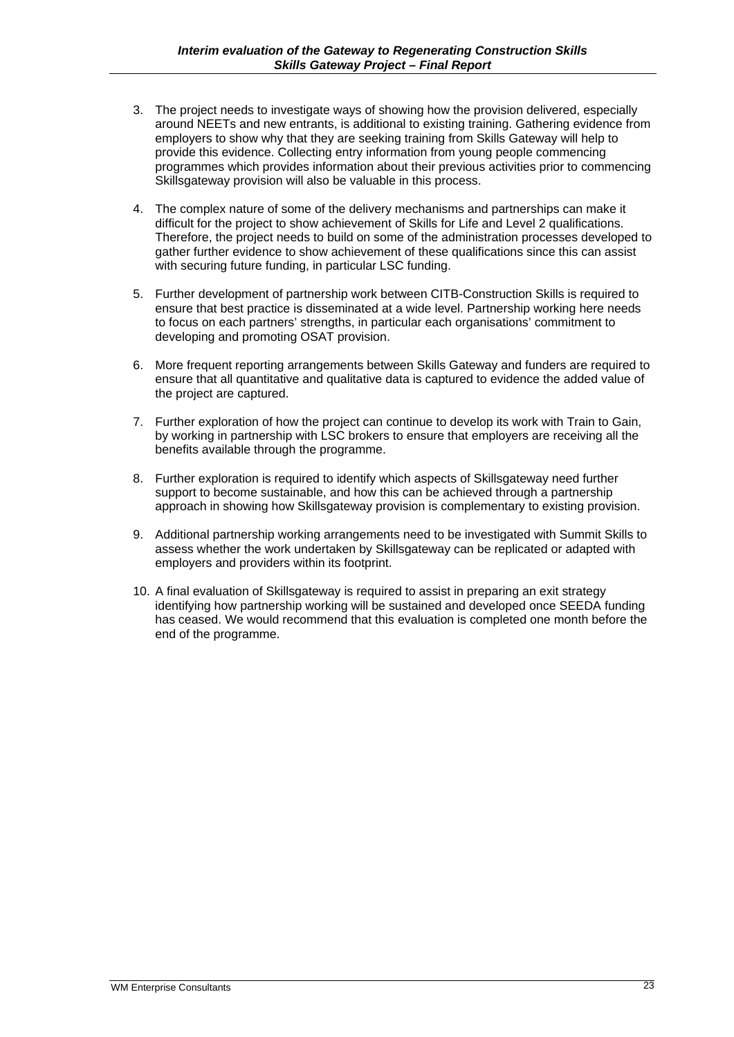3. The project needs to investigate ways of showing how the provision delivered, especially around NEETs and new entrants, is additional to existing training. Gathering evidence from employers to show why that they are seeking training from Skills Gateway will help to provide this evidence. Collecting entry information from young people commencing programmes which provides information about their previous activities prior to commencing Skillsgateway provision will also be valuable in this process.

4. The complex nature of some of the delivery mechanisms and partnerships can make it difficult for the project to show achievement of Skills for Life and Level 2 qualifications. Therefore, the project needs to build on some of the administration processes developed to gather further evidence to show achievement of these qualifications since this can assist with securing future funding, in particular LSC funding.

5. Further development of partnership work between CITB-Construction Skills is required to ensure that best practice is disseminated at a wide level. Partnership working here needs to focus on each partners' strengths, in particular each organisations' commitment to developing and promoting OSAT provision.

6. More frequent reporting arrangements between Skills Gateway and funders are required to ensure that all quantitative and qualitative data is captured to evidence the added value of the project are captured.

7. Further exploration of how the project can continue to develop its work with Train to Gain, by working in partnership with LSC brokers to ensure that employers are receiving all the benefits available through the programme.

8. Further exploration is required to identify which aspects of Skillsgateway need further support to become sustainable, and how this can be achieved through a partnership approach in showing how Skillsgateway provision is complementary to existing provision.

9. Additional partnership working arrangements need to be investigated with Summit Skills to assess whether the work undertaken by Skillsgateway can be replicated or adapted with employers and providers within its footprint.

10. A final evaluation of Skillsgateway is required to assist in preparing an exit strategy identifying how partnership working will be sustained and developed once SEEDA funding has ceased. We would recommend that this evaluation is completed one month before the end of the programme.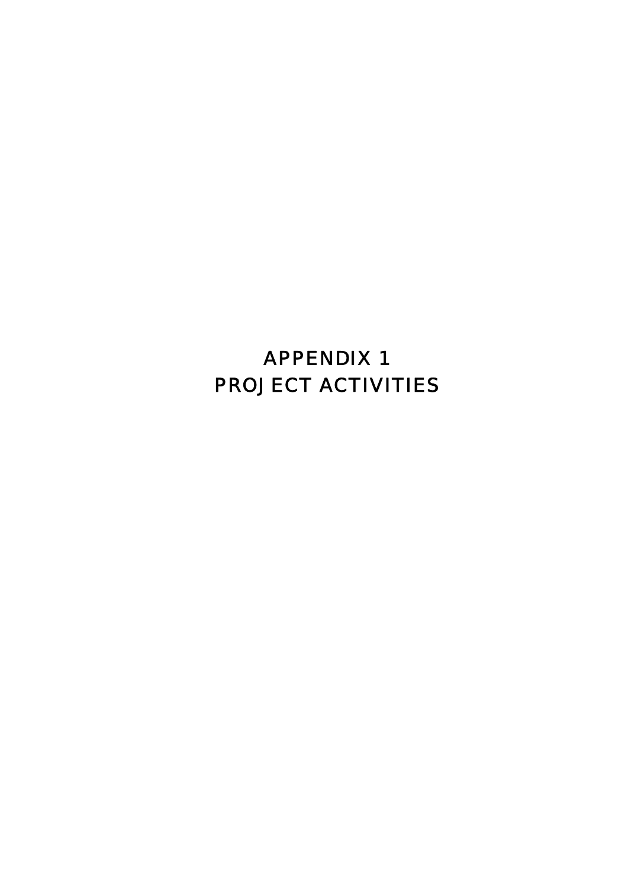# APPENDIX 1
# PROJECT ACTIVITIES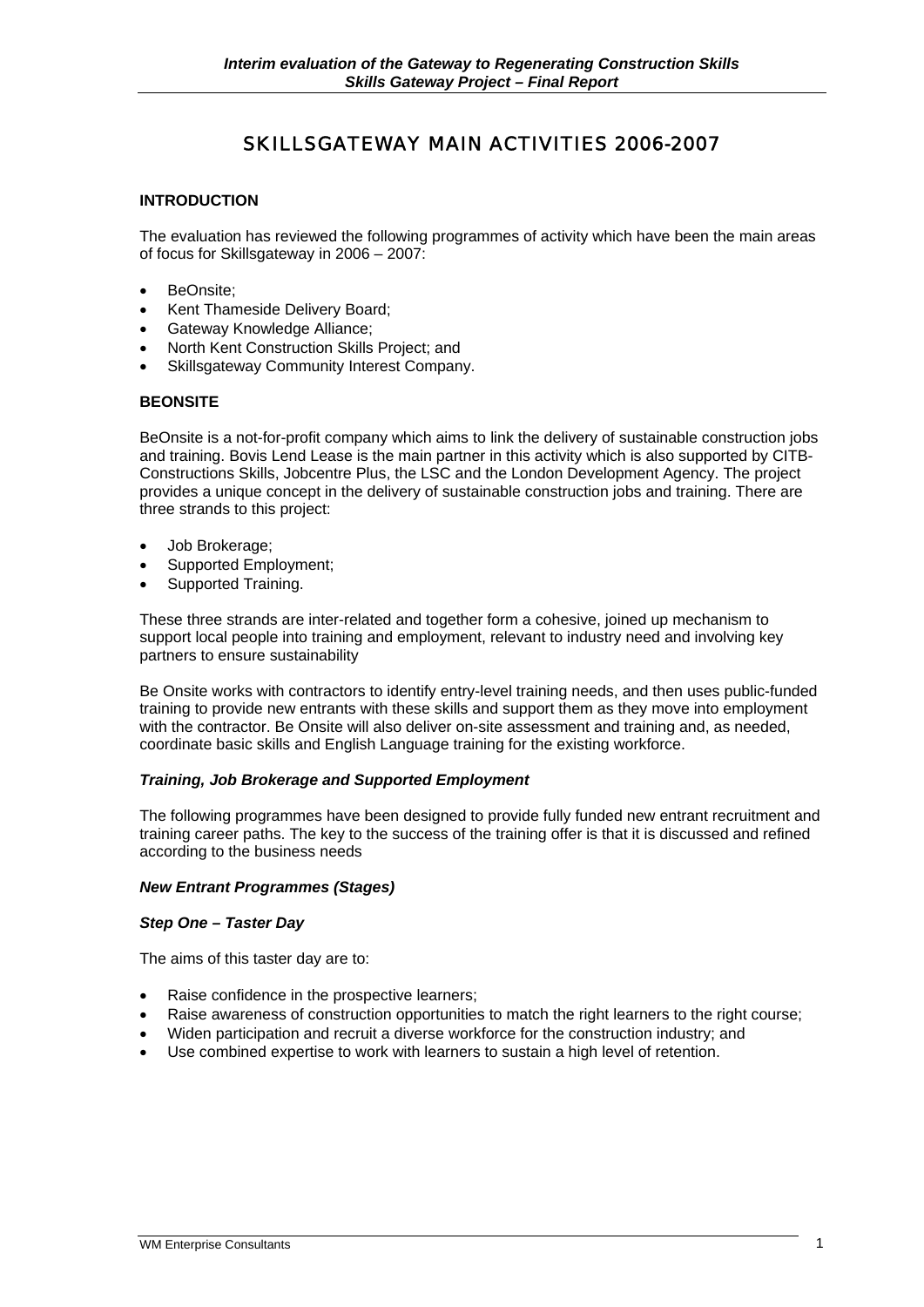# SKILLSGATEWAY MAIN ACTIVITIES 2006-2007

## INTRODUCTION

The evaluation has reviewed the following programmes of activity which have been the main areas of focus for Skillsgateway in 2006 – 2007:

- BeOnsite;
- Kent Thameside Delivery Board;
- Gateway Knowledge Alliance;
- North Kent Construction Skills Project; and
- Skillsgateway Community Interest Company.

## BEONSITE

BeOnsite is a not-for-profit company which aims to link the delivery of sustainable construction jobs and training. Bovis Lend Lease is the main partner in this activity which is also supported by CITB-Constructions Skills, Jobcentre Plus, the LSC and the London Development Agency. The project provides a unique concept in the delivery of sustainable construction jobs and training. There are three strands to this project:

- Job Brokerage;
- Supported Employment;
- Supported Training.

These three strands are inter-related and together form a cohesive, joined up mechanism to support local people into training and employment, relevant to industry need and involving key partners to ensure sustainability

Be Onsite works with contractors to identify entry-level training needs, and then uses public-funded training to provide new entrants with these skills and support them as they move into employment with the contractor. Be Onsite will also deliver on-site assessment and training and, as needed, coordinate basic skills and English Language training for the existing workforce.

### *Training, Job Brokerage and Supported Employment*

The following programmes have been designed to provide fully funded new entrant recruitment and training career paths. The key to the success of the training offer is that it is discussed and refined according to the business needs

### *New Entrant Programmes (Stages)*

#### *Step One – Taster Day*

The aims of this taster day are to:

- Raise confidence in the prospective learners;
- Raise awareness of construction opportunities to match the right learners to the right course;
- Widen participation and recruit a diverse workforce for the construction industry; and
- Use combined expertise to work with learners to sustain a high level of retention.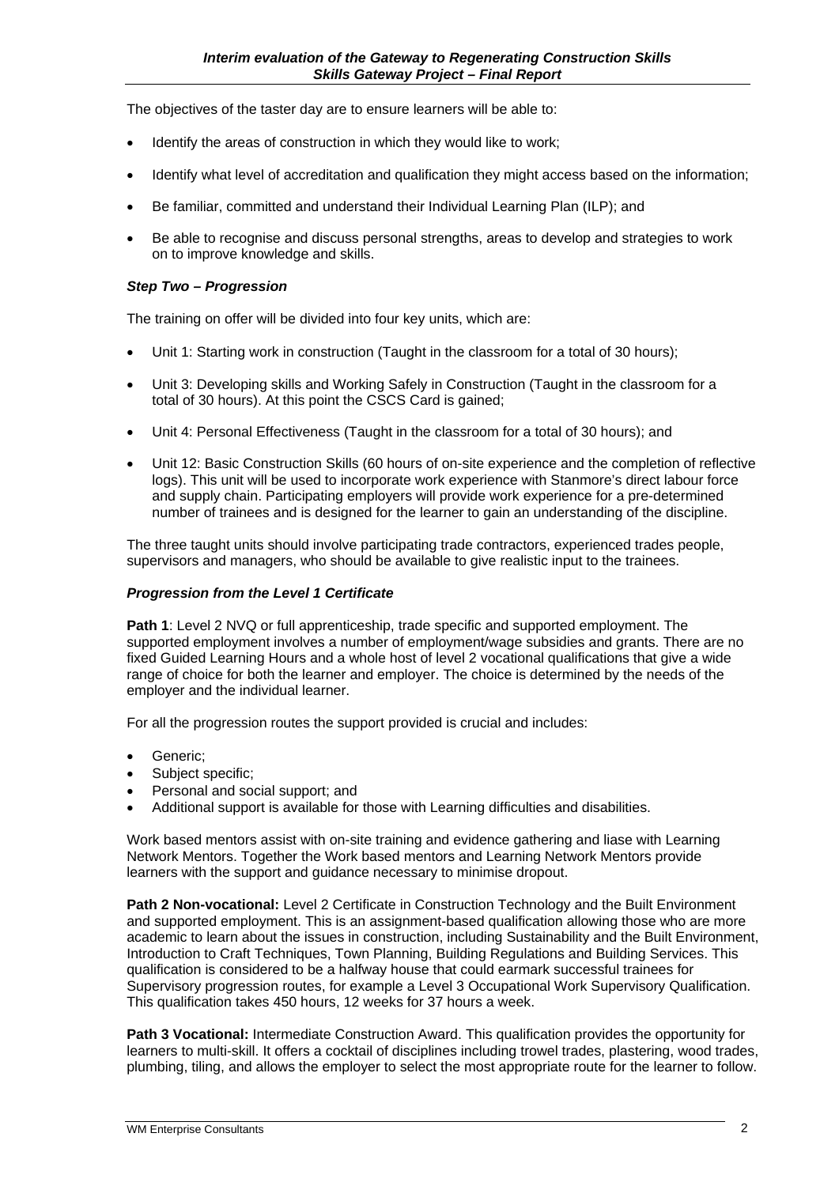The objectives of the taster day are to ensure learners will be able to:

- Identify the areas of construction in which they would like to work;
- Identify what level of accreditation and qualification they might access based on the information;
- Be familiar, committed and understand their Individual Learning Plan (ILP); and
- Be able to recognise and discuss personal strengths, areas to develop and strategies to work on to improve knowledge and skills.

***Step Two – Progression***

The training on offer will be divided into four key units, which are:

- Unit 1: Starting work in construction (Taught in the classroom for a total of 30 hours);
- Unit 3: Developing skills and Working Safely in Construction (Taught in the classroom for a total of 30 hours). At this point the CSCS Card is gained;
- Unit 4: Personal Effectiveness (Taught in the classroom for a total of 30 hours); and
- Unit 12: Basic Construction Skills (60 hours of on-site experience and the completion of reflective logs). This unit will be used to incorporate work experience with Stanmore's direct labour force and supply chain. Participating employers will provide work experience for a pre-determined number of trainees and is designed for the learner to gain an understanding of the discipline.

The three taught units should involve participating trade contractors, experienced trades people, supervisors and managers, who should be available to give realistic input to the trainees.

***Progression from the Level 1 Certificate***

**Path 1**: Level 2 NVQ or full apprenticeship, trade specific and supported employment. The supported employment involves a number of employment/wage subsidies and grants. There are no fixed Guided Learning Hours and a whole host of level 2 vocational qualifications that give a wide range of choice for both the learner and employer. The choice is determined by the needs of the employer and the individual learner.

For all the progression routes the support provided is crucial and includes:

- Generic;
- Subject specific;
- Personal and social support; and
- Additional support is available for those with Learning difficulties and disabilities.

Work based mentors assist with on-site training and evidence gathering and liase with Learning Network Mentors. Together the Work based mentors and Learning Network Mentors provide learners with the support and guidance necessary to minimise dropout.

**Path 2 Non-vocational:** Level 2 Certificate in Construction Technology and the Built Environment and supported employment. This is an assignment-based qualification allowing those who are more academic to learn about the issues in construction, including Sustainability and the Built Environment, Introduction to Craft Techniques, Town Planning, Building Regulations and Building Services. This qualification is considered to be a halfway house that could earmark successful trainees for Supervisory progression routes, for example a Level 3 Occupational Work Supervisory Qualification. This qualification takes 450 hours, 12 weeks for 37 hours a week.

**Path 3 Vocational:** Intermediate Construction Award. This qualification provides the opportunity for learners to multi-skill. It offers a cocktail of disciplines including trowel trades, plastering, wood trades, plumbing, tiling, and allows the employer to select the most appropriate route for the learner to follow.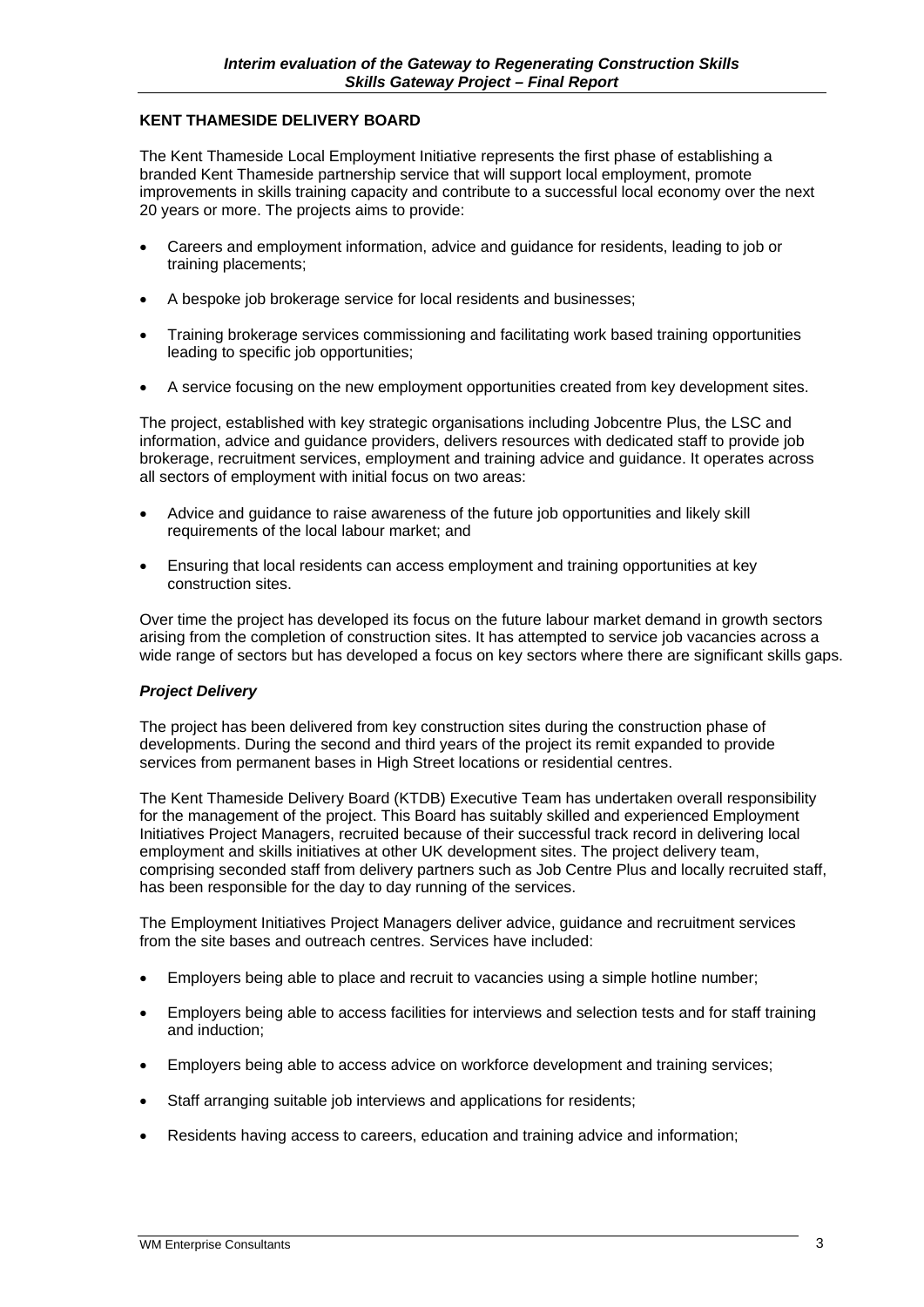**KENT THAMESIDE DELIVERY BOARD**

The Kent Thameside Local Employment Initiative represents the first phase of establishing a branded Kent Thameside partnership service that will support local employment, promote improvements in skills training capacity and contribute to a successful local economy over the next 20 years or more. The projects aims to provide:

- Careers and employment information, advice and guidance for residents, leading to job or training placements;
- A bespoke job brokerage service for local residents and businesses;
- Training brokerage services commissioning and facilitating work based training opportunities leading to specific job opportunities;
- A service focusing on the new employment opportunities created from key development sites.

The project, established with key strategic organisations including Jobcentre Plus, the LSC and information, advice and guidance providers, delivers resources with dedicated staff to provide job brokerage, recruitment services, employment and training advice and guidance. It operates across all sectors of employment with initial focus on two areas:

- Advice and guidance to raise awareness of the future job opportunities and likely skill requirements of the local labour market; and
- Ensuring that local residents can access employment and training opportunities at key construction sites.

Over time the project has developed its focus on the future labour market demand in growth sectors arising from the completion of construction sites. It has attempted to service job vacancies across a wide range of sectors but has developed a focus on key sectors where there are significant skills gaps.

***Project Delivery***

The project has been delivered from key construction sites during the construction phase of developments. During the second and third years of the project its remit expanded to provide services from permanent bases in High Street locations or residential centres.

The Kent Thameside Delivery Board (KTDB) Executive Team has undertaken overall responsibility for the management of the project. This Board has suitably skilled and experienced Employment Initiatives Project Managers, recruited because of their successful track record in delivering local employment and skills initiatives at other UK development sites. The project delivery team, comprising seconded staff from delivery partners such as Job Centre Plus and locally recruited staff, has been responsible for the day to day running of the services.

The Employment Initiatives Project Managers deliver advice, guidance and recruitment services from the site bases and outreach centres. Services have included:

- Employers being able to place and recruit to vacancies using a simple hotline number;
- Employers being able to access facilities for interviews and selection tests and for staff training and induction;
- Employers being able to access advice on workforce development and training services;
- Staff arranging suitable job interviews and applications for residents;
- Residents having access to careers, education and training advice and information;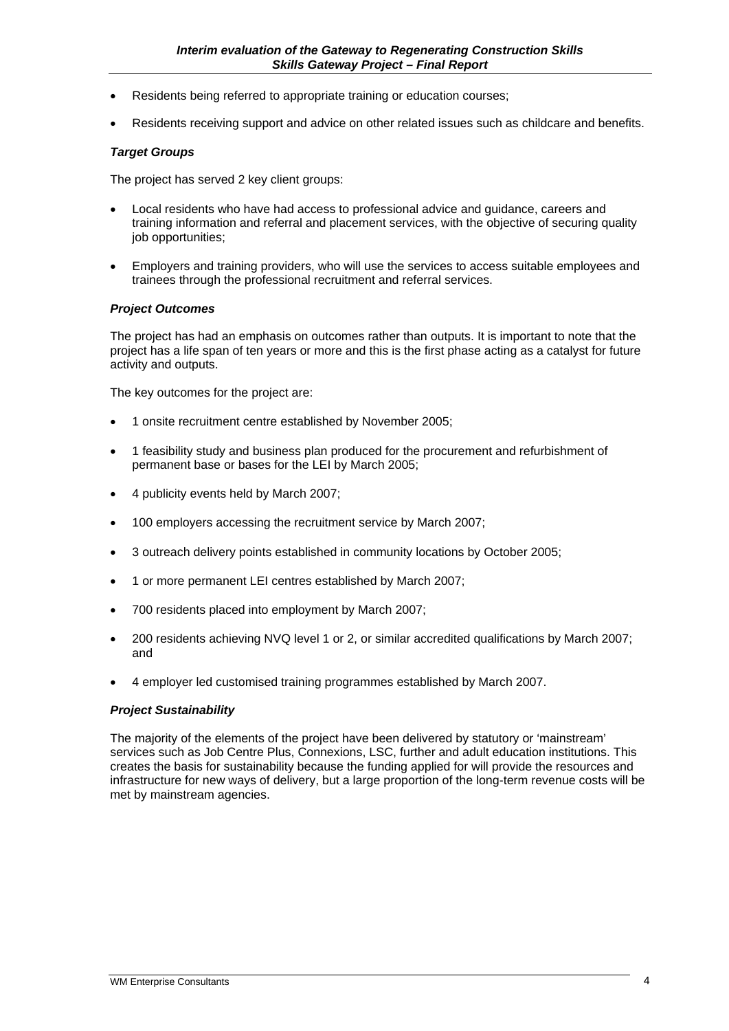- Residents being referred to appropriate training or education courses;
- Residents receiving support and advice on other related issues such as childcare and benefits.

***Target Groups***

The project has served 2 key client groups:

- Local residents who have had access to professional advice and guidance, careers and training information and referral and placement services, with the objective of securing quality job opportunities;
- Employers and training providers, who will use the services to access suitable employees and trainees through the professional recruitment and referral services.

***Project Outcomes***

The project has had an emphasis on outcomes rather than outputs. It is important to note that the project has a life span of ten years or more and this is the first phase acting as a catalyst for future activity and outputs.

The key outcomes for the project are:

- 1 onsite recruitment centre established by November 2005;
- 1 feasibility study and business plan produced for the procurement and refurbishment of permanent base or bases for the LEI by March 2005;
- 4 publicity events held by March 2007;
- 100 employers accessing the recruitment service by March 2007;
- 3 outreach delivery points established in community locations by October 2005;
- 1 or more permanent LEI centres established by March 2007;
- 700 residents placed into employment by March 2007;
- 200 residents achieving NVQ level 1 or 2, or similar accredited qualifications by March 2007; and
- 4 employer led customised training programmes established by March 2007.

***Project Sustainability***

The majority of the elements of the project have been delivered by statutory or 'mainstream' services such as Job Centre Plus, Connexions, LSC, further and adult education institutions. This creates the basis for sustainability because the funding applied for will provide the resources and infrastructure for new ways of delivery, but a large proportion of the long-term revenue costs will be met by mainstream agencies.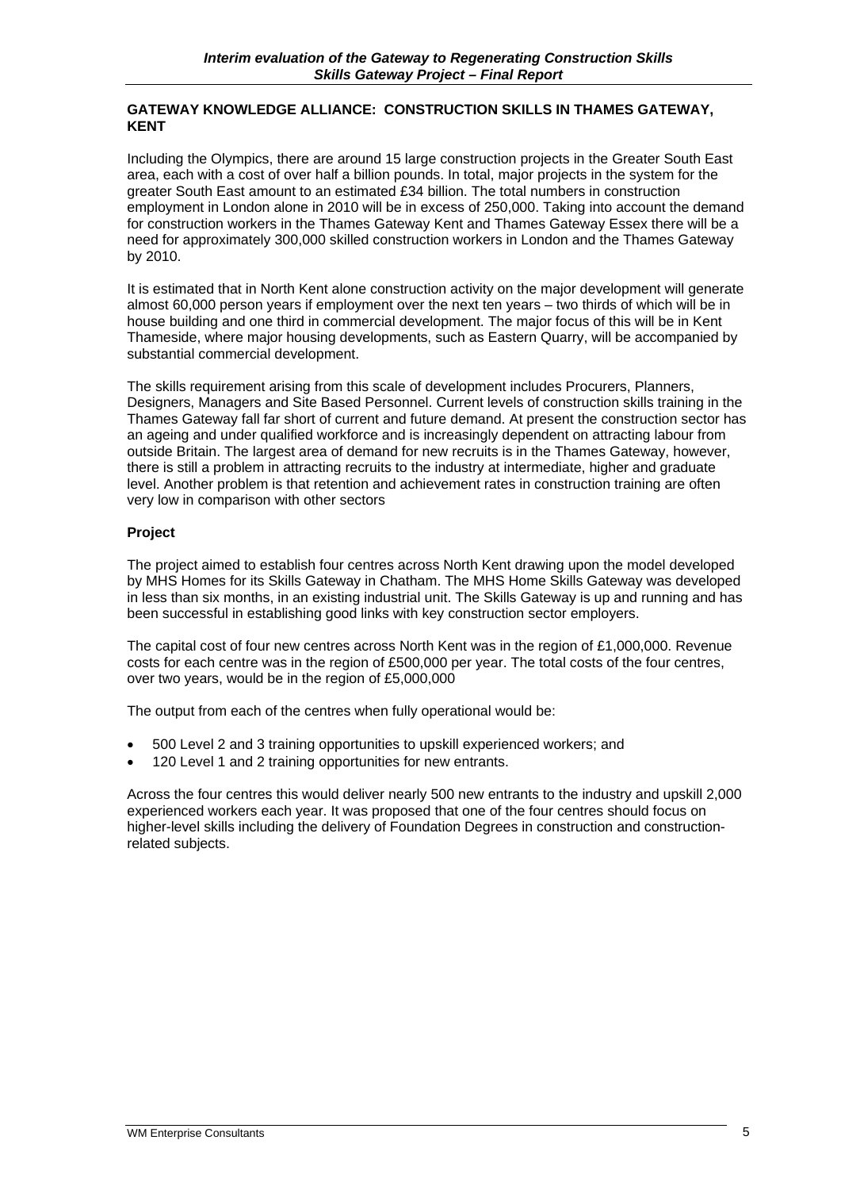## GATEWAY KNOWLEDGE ALLIANCE: CONSTRUCTION SKILLS IN THAMES GATEWAY, KENT

Including the Olympics, there are around 15 large construction projects in the Greater South East area, each with a cost of over half a billion pounds. In total, major projects in the system for the greater South East amount to an estimated £34 billion. The total numbers in construction employment in London alone in 2010 will be in excess of 250,000. Taking into account the demand for construction workers in the Thames Gateway Kent and Thames Gateway Essex there will be a need for approximately 300,000 skilled construction workers in London and the Thames Gateway by 2010.

It is estimated that in North Kent alone construction activity on the major development will generate almost 60,000 person years if employment over the next ten years – two thirds of which will be in house building and one third in commercial development. The major focus of this will be in Kent Thameside, where major housing developments, such as Eastern Quarry, will be accompanied by substantial commercial development.

The skills requirement arising from this scale of development includes Procurers, Planners, Designers, Managers and Site Based Personnel. Current levels of construction skills training in the Thames Gateway fall far short of current and future demand. At present the construction sector has an ageing and under qualified workforce and is increasingly dependent on attracting labour from outside Britain. The largest area of demand for new recruits is in the Thames Gateway, however, there is still a problem in attracting recruits to the industry at intermediate, higher and graduate level. Another problem is that retention and achievement rates in construction training are often very low in comparison with other sectors

### Project

The project aimed to establish four centres across North Kent drawing upon the model developed by MHS Homes for its Skills Gateway in Chatham. The MHS Home Skills Gateway was developed in less than six months, in an existing industrial unit. The Skills Gateway is up and running and has been successful in establishing good links with key construction sector employers.

The capital cost of four new centres across North Kent was in the region of £1,000,000. Revenue costs for each centre was in the region of £500,000 per year. The total costs of the four centres, over two years, would be in the region of £5,000,000

The output from each of the centres when fully operational would be:

- 500 Level 2 and 3 training opportunities to upskill experienced workers; and
- 120 Level 1 and 2 training opportunities for new entrants.

Across the four centres this would deliver nearly 500 new entrants to the industry and upskill 2,000 experienced workers each year. It was proposed that one of the four centres should focus on higher-level skills including the delivery of Foundation Degrees in construction and construction-related subjects.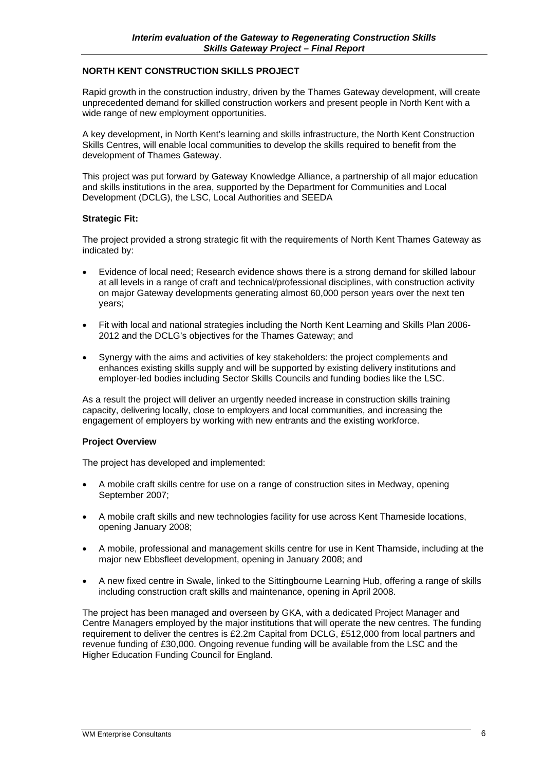## NORTH KENT CONSTRUCTION SKILLS PROJECT

Rapid growth in the construction industry, driven by the Thames Gateway development, will create unprecedented demand for skilled construction workers and present people in North Kent with a wide range of new employment opportunities.

A key development, in North Kent's learning and skills infrastructure, the North Kent Construction Skills Centres, will enable local communities to develop the skills required to benefit from the development of Thames Gateway.

This project was put forward by Gateway Knowledge Alliance, a partnership of all major education and skills institutions in the area, supported by the Department for Communities and Local Development (DCLG), the LSC, Local Authorities and SEEDA

### Strategic Fit:

The project provided a strong strategic fit with the requirements of North Kent Thames Gateway as indicated by:

- Evidence of local need; Research evidence shows there is a strong demand for skilled labour at all levels in a range of craft and technical/professional disciplines, with construction activity on major Gateway developments generating almost 60,000 person years over the next ten years;
- Fit with local and national strategies including the North Kent Learning and Skills Plan 2006-2012 and the DCLG's objectives for the Thames Gateway; and
- Synergy with the aims and activities of key stakeholders: the project complements and enhances existing skills supply and will be supported by existing delivery institutions and employer-led bodies including Sector Skills Councils and funding bodies like the LSC.

As a result the project will deliver an urgently needed increase in construction skills training capacity, delivering locally, close to employers and local communities, and increasing the engagement of employers by working with new entrants and the existing workforce.

### Project Overview

The project has developed and implemented:

- A mobile craft skills centre for use on a range of construction sites in Medway, opening September 2007;
- A mobile craft skills and new technologies facility for use across Kent Thameside locations, opening January 2008;
- A mobile, professional and management skills centre for use in Kent Thamside, including at the major new Ebbsfleet development, opening in January 2008; and
- A new fixed centre in Swale, linked to the Sittingbourne Learning Hub, offering a range of skills including construction craft skills and maintenance, opening in April 2008.

The project has been managed and overseen by GKA, with a dedicated Project Manager and Centre Managers employed by the major institutions that will operate the new centres. The funding requirement to deliver the centres is £2.2m Capital from DCLG, £512,000 from local partners and revenue funding of £30,000. Ongoing revenue funding will be available from the LSC and the Higher Education Funding Council for England.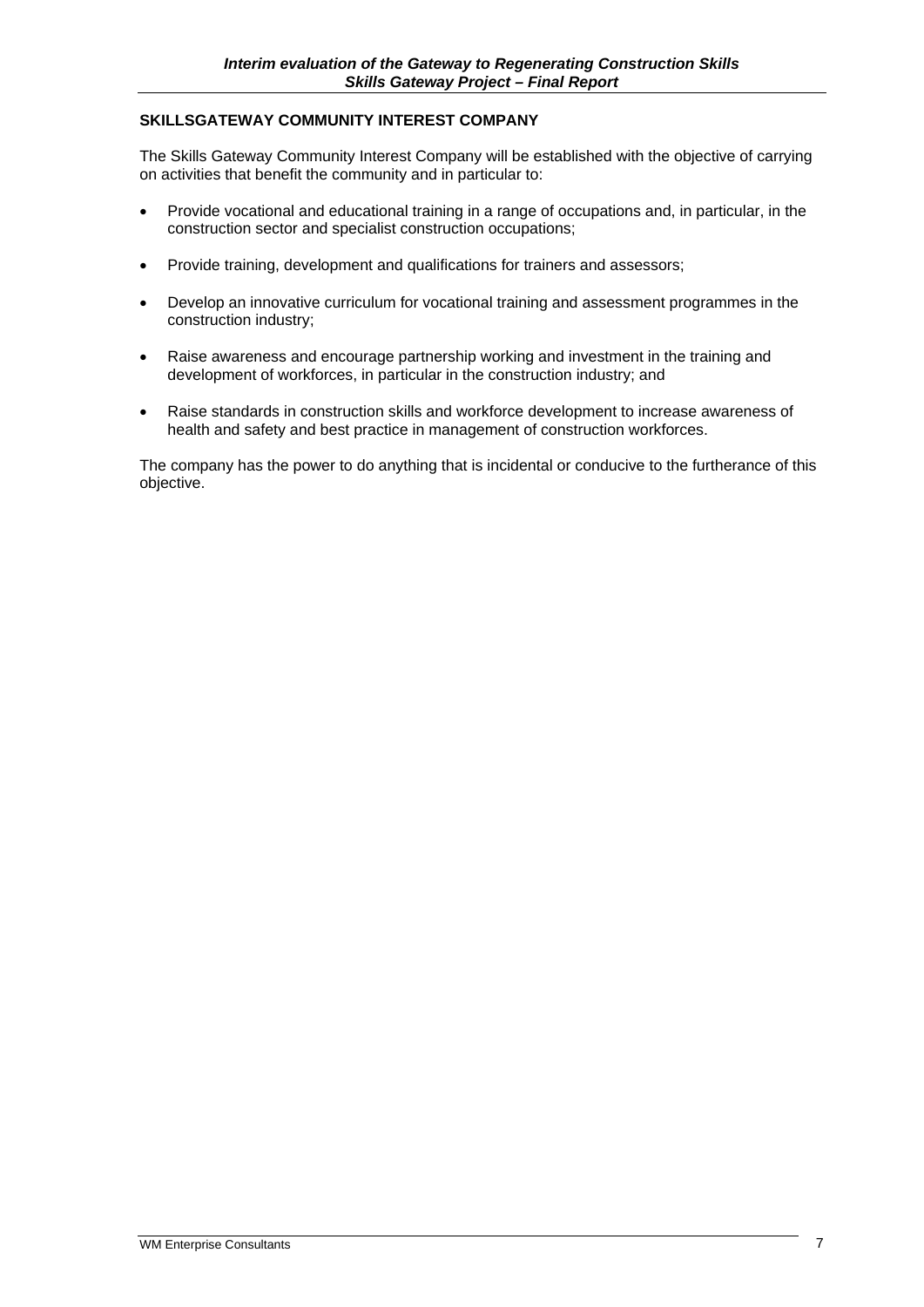## SKILLSGATEWAY COMMUNITY INTEREST COMPANY

The Skills Gateway Community Interest Company will be established with the objective of carrying on activities that benefit the community and in particular to:

- Provide vocational and educational training in a range of occupations and, in particular, in the construction sector and specialist construction occupations;
- Provide training, development and qualifications for trainers and assessors;
- Develop an innovative curriculum for vocational training and assessment programmes in the construction industry;
- Raise awareness and encourage partnership working and investment in the training and development of workforces, in particular in the construction industry; and
- Raise standards in construction skills and workforce development to increase awareness of health and safety and best practice in management of construction workforces.

The company has the power to do anything that is incidental or conducive to the furtherance of this objective.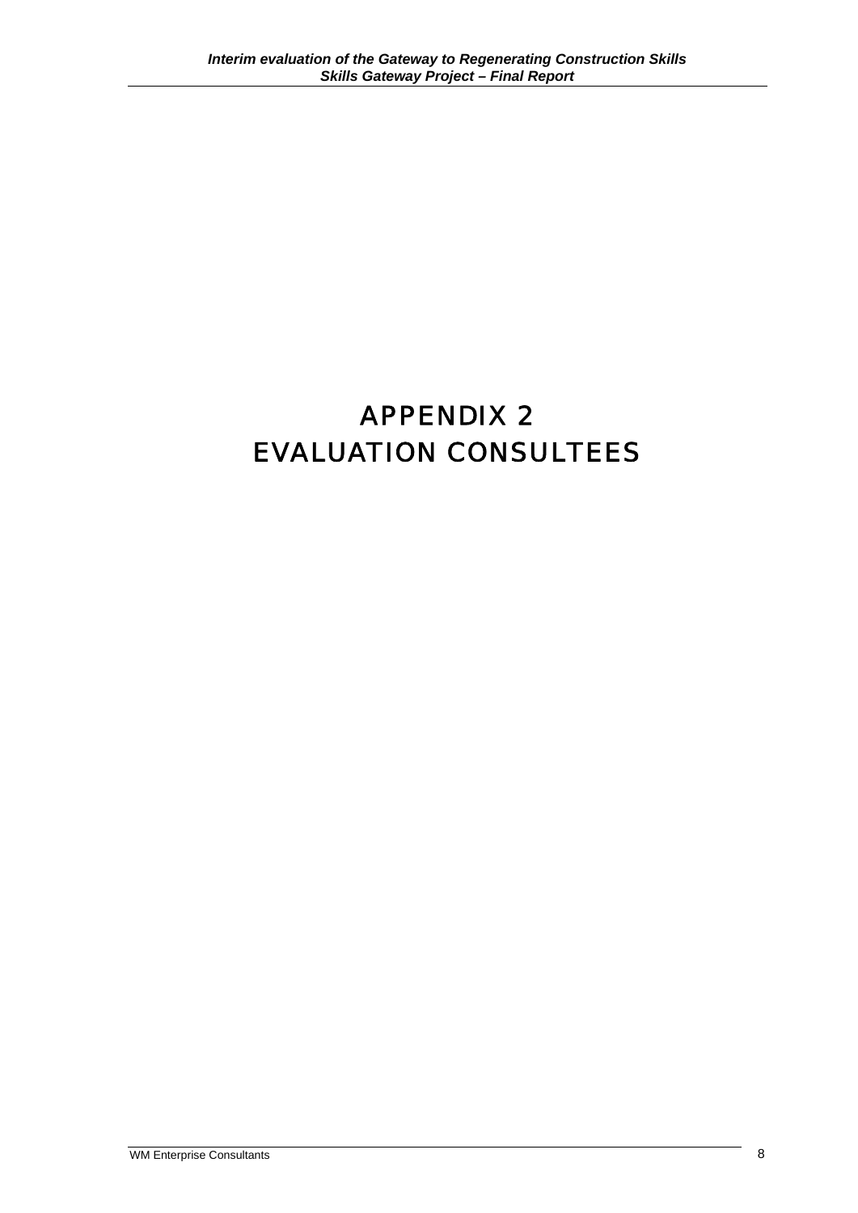# APPENDIX 2
# EVALUATION CONSULTEES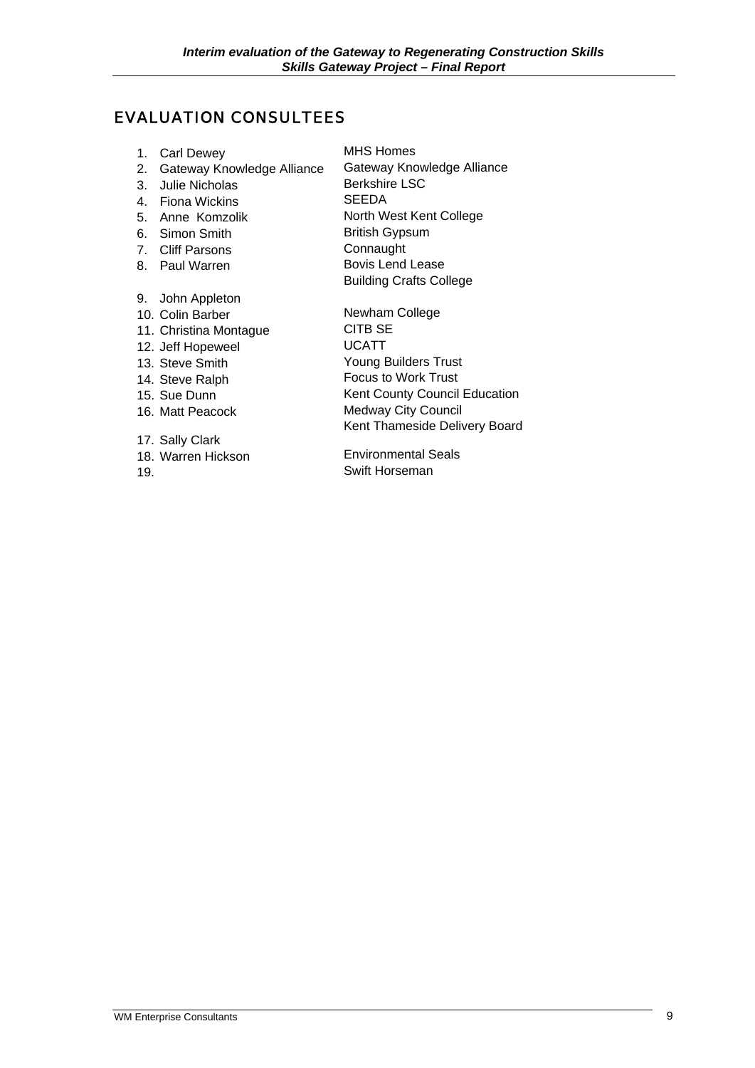## EVALUATION CONSULTEES

| | |
|---|---|
| 1. Carl Dewey | MHS Homes |
| 2. Gateway Knowledge Alliance | Gateway Knowledge Alliance |
| 3. Julie Nicholas | Berkshire LSC |
| 4. Fiona Wickins | SEEDA |
| 5. Anne Komzolik | North West Kent College |
| 6. Simon Smith | British Gypsum |
| 7. Cliff Parsons | Connaught |
| 8. Paul Warren | Bovis Lend Lease |
| | Building Crafts College |
| 9. John Appleton | |
| 10. Colin Barber | Newham College |
| 11. Christina Montague | CITB SE |
| 12. Jeff Hopeweel | UCATT |
| 13. Steve Smith | Young Builders Trust |
| 14. Steve Ralph | Focus to Work Trust |
| 15. Sue Dunn | Kent County Council Education |
| 16. Matt Peacock | Medway City Council |
| | Kent Thameside Delivery Board |
| 17. Sally Clark | |
| 18. Warren Hickson | Environmental Seals |
| 19. | Swift Horseman |